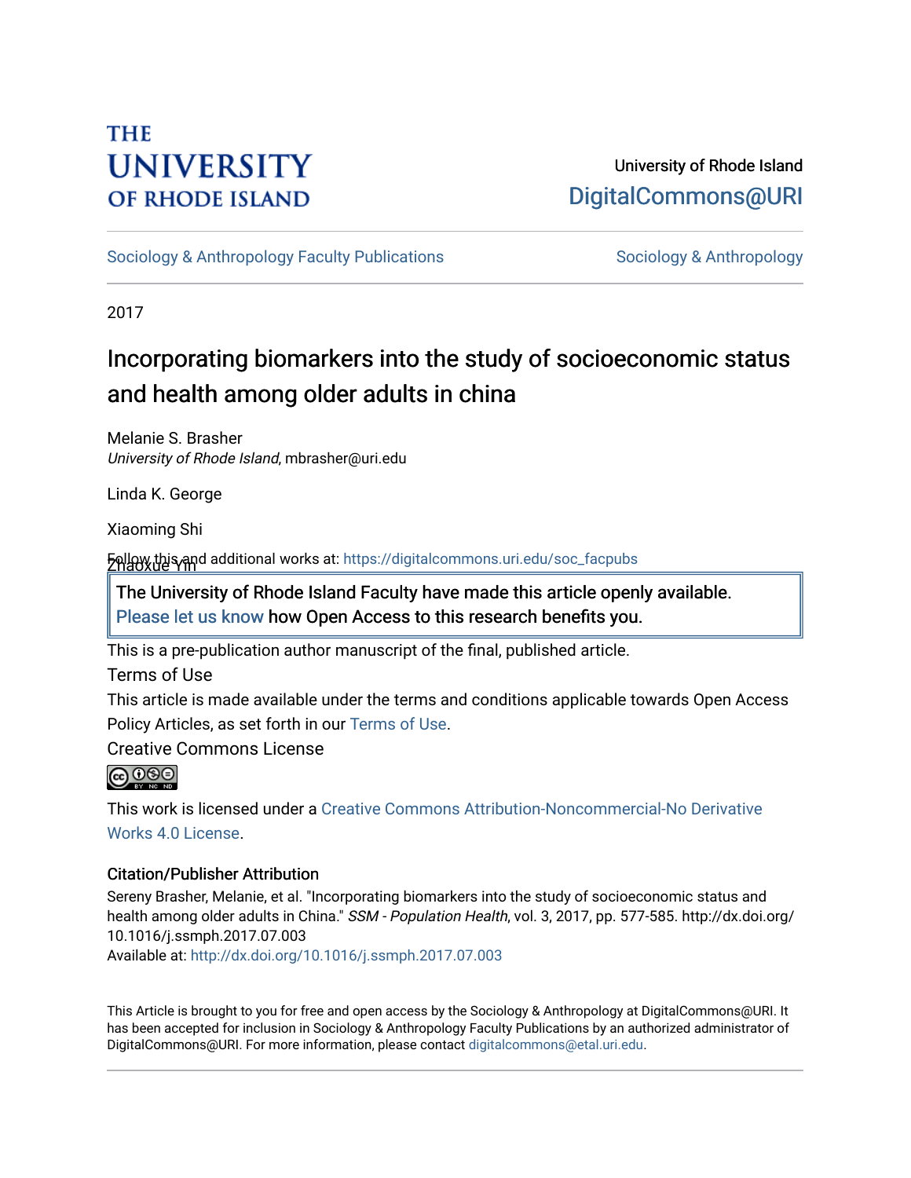THE UNIVERSITY OF RHODE ISLAND

University of Rhode Island
DigitalCommons@URI

Sociology & Anthropology Faculty Publications | Sociology & Anthropology

2017

# Incorporating biomarkers into the study of socioeconomic status and health among older adults in china

Melanie S. Brasher
*University of Rhode Island*, mbrasher@uri.edu

Linda K. George

Xiaoming Shi

Zhaoxue Yin

Follow this and additional works at: https://digitalcommons.uri.edu/soc_facpubs

The University of Rhode Island Faculty have made this article openly available. Please let us know how Open Access to this research benefits you.

This is a pre-publication author manuscript of the final, published article.

Terms of Use

This article is made available under the terms and conditions applicable towards Open Access Policy Articles, as set forth in our Terms of Use.

Creative Commons License

This work is licensed under a Creative Commons Attribution-Noncommercial-No Derivative Works 4.0 License.

### Citation/Publisher Attribution

Sereny Brasher, Melanie, et al. "Incorporating biomarkers into the study of socioeconomic status and health among older adults in China." *SSM - Population Health*, vol. 3, 2017, pp. 577-585. http://dx.doi.org/10.1016/j.ssmph.2017.07.003

Available at: http://dx.doi.org/10.1016/j.ssmph.2017.07.003

This Article is brought to you for free and open access by the Sociology & Anthropology at DigitalCommons@URI. It has been accepted for inclusion in Sociology & Anthropology Faculty Publications by an authorized administrator of DigitalCommons@URI. For more information, please contact digitalcommons@etal.uri.edu.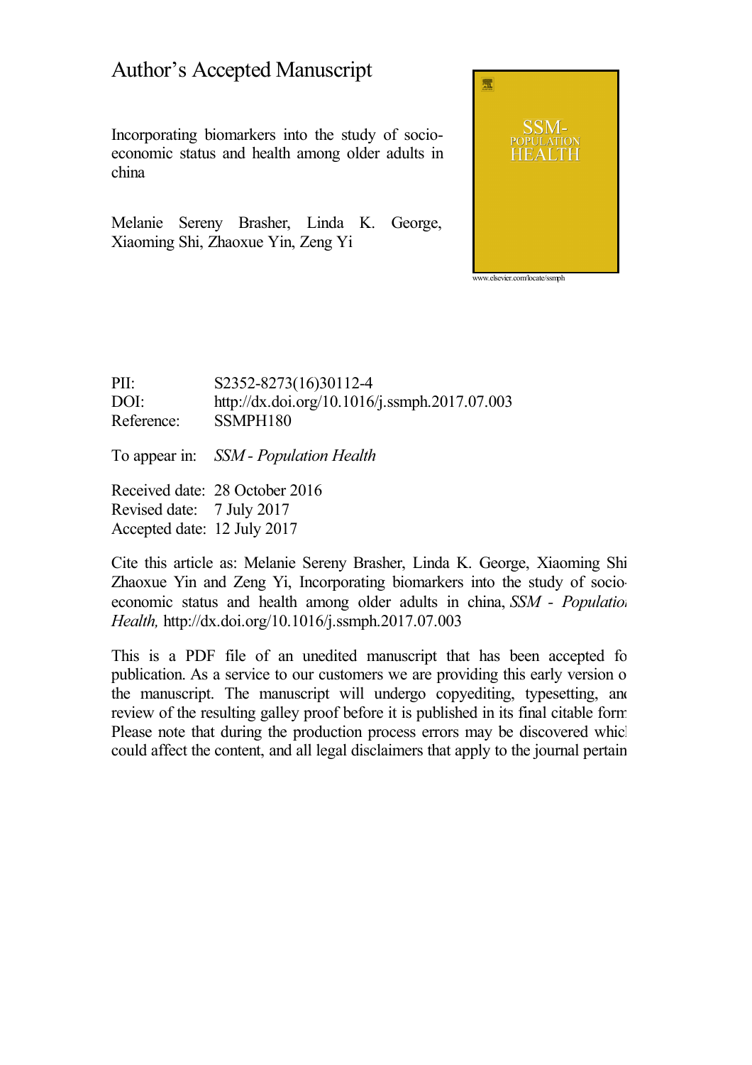# Author's Accepted Manuscript

Incorporating biomarkers into the study of socio-economic status and health among older adults in china

Melanie Sereny Brasher, Linda K. George, Xiaoming Shi, Zhaoxue Yin, Zeng Yi

www.elsevier.com/locate/ssmph

PII: S2352-8273(16)30112-4
DOI: http://dx.doi.org/10.1016/j.ssmph.2017.07.003
Reference: SSMPH180

To appear in: *SSM - Population Health*

Received date: 28 October 2016
Revised date: 7 July 2017
Accepted date: 12 July 2017

Cite this article as: Melanie Sereny Brasher, Linda K. George, Xiaoming Shi Zhaoxue Yin and Zeng Yi, Incorporating biomarkers into the study of socio-economic status and health among older adults in china, *SSM - Population Health,* http://dx.doi.org/10.1016/j.ssmph.2017.07.003

This is a PDF file of an unedited manuscript that has been accepted for publication. As a service to our customers we are providing this early version of the manuscript. The manuscript will undergo copyediting, typesetting, and review of the resulting galley proof before it is published in its final citable form. Please note that during the production process errors may be discovered which could affect the content, and all legal disclaimers that apply to the journal pertain.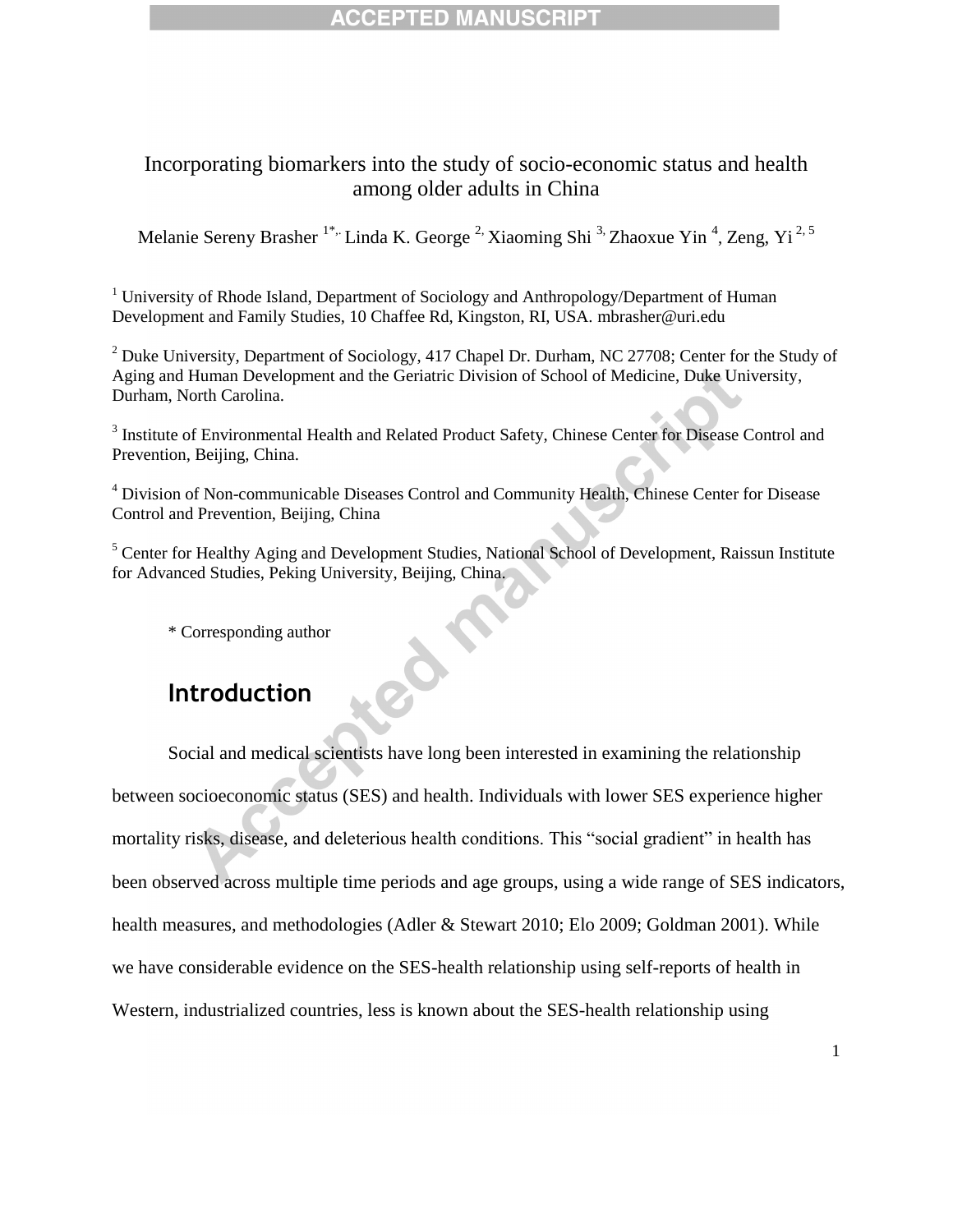# Incorporating biomarkers into the study of socio-economic status and health among older adults in China

Melanie Sereny Brasher [1*], Linda K. George [2], Xiaoming Shi [3], Zhaoxue Yin [4], Zeng, Yi [2, 5]

[1] University of Rhode Island, Department of Sociology and Anthropology/Department of Human Development and Family Studies, 10 Chaffee Rd, Kingston, RI, USA. mbrasher@uri.edu

[2] Duke University, Department of Sociology, 417 Chapel Dr. Durham, NC 27708; Center for the Study of Aging and Human Development and the Geriatric Division of School of Medicine, Duke University, Durham, North Carolina.

[3] Institute of Environmental Health and Related Product Safety, Chinese Center for Disease Control and Prevention, Beijing, China.

[4] Division of Non-communicable Diseases Control and Community Health, Chinese Center for Disease Control and Prevention, Beijing, China

[5] Center for Healthy Aging and Development Studies, National School of Development, Raissun Institute for Advanced Studies, Peking University, Beijing, China.

\* Corresponding author

## Introduction

Social and medical scientists have long been interested in examining the relationship between socioeconomic status (SES) and health. Individuals with lower SES experience higher mortality risks, disease, and deleterious health conditions. This "social gradient" in health has been observed across multiple time periods and age groups, using a wide range of SES indicators, health measures, and methodologies (Adler & Stewart 2010; Elo 2009; Goldman 2001). While we have considerable evidence on the SES-health relationship using self-reports of health in Western, industrialized countries, less is known about the SES-health relationship using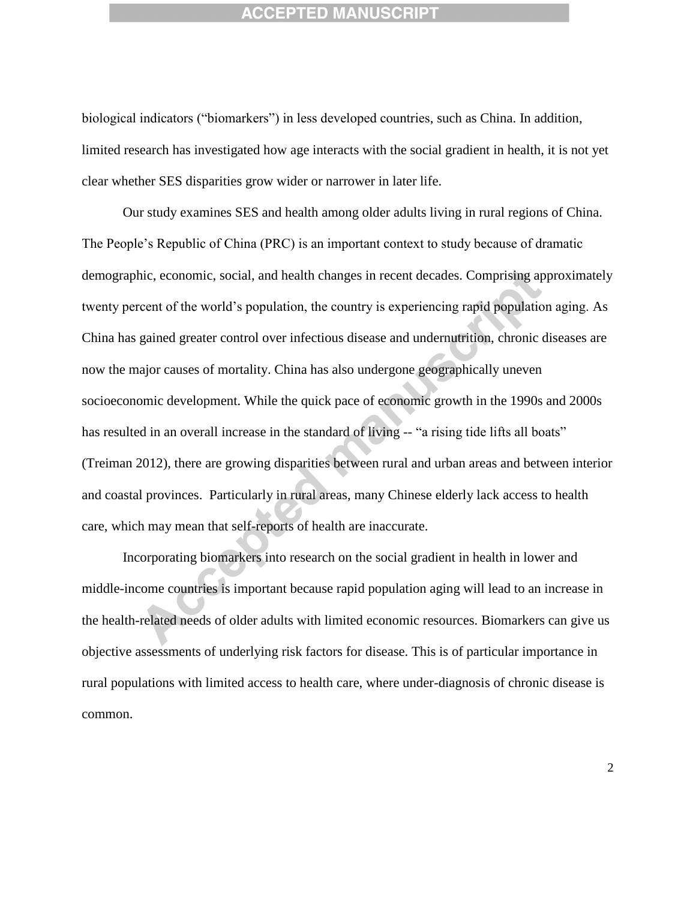biological indicators ("biomarkers") in less developed countries, such as China. In addition, limited research has investigated how age interacts with the social gradient in health, it is not yet clear whether SES disparities grow wider or narrower in later life.

Our study examines SES and health among older adults living in rural regions of China. The People's Republic of China (PRC) is an important context to study because of dramatic demographic, economic, social, and health changes in recent decades. Comprising approximately twenty percent of the world's population, the country is experiencing rapid population aging. As China has gained greater control over infectious disease and undernutrition, chronic diseases are now the major causes of mortality. China has also undergone geographically uneven socioeconomic development. While the quick pace of economic growth in the 1990s and 2000s has resulted in an overall increase in the standard of living -- "a rising tide lifts all boats" (Treiman 2012), there are growing disparities between rural and urban areas and between interior and coastal provinces. Particularly in rural areas, many Chinese elderly lack access to health care, which may mean that self-reports of health are inaccurate.

Incorporating biomarkers into research on the social gradient in health in lower and middle-income countries is important because rapid population aging will lead to an increase in the health-related needs of older adults with limited economic resources. Biomarkers can give us objective assessments of underlying risk factors for disease. This is of particular importance in rural populations with limited access to health care, where under-diagnosis of chronic disease is common.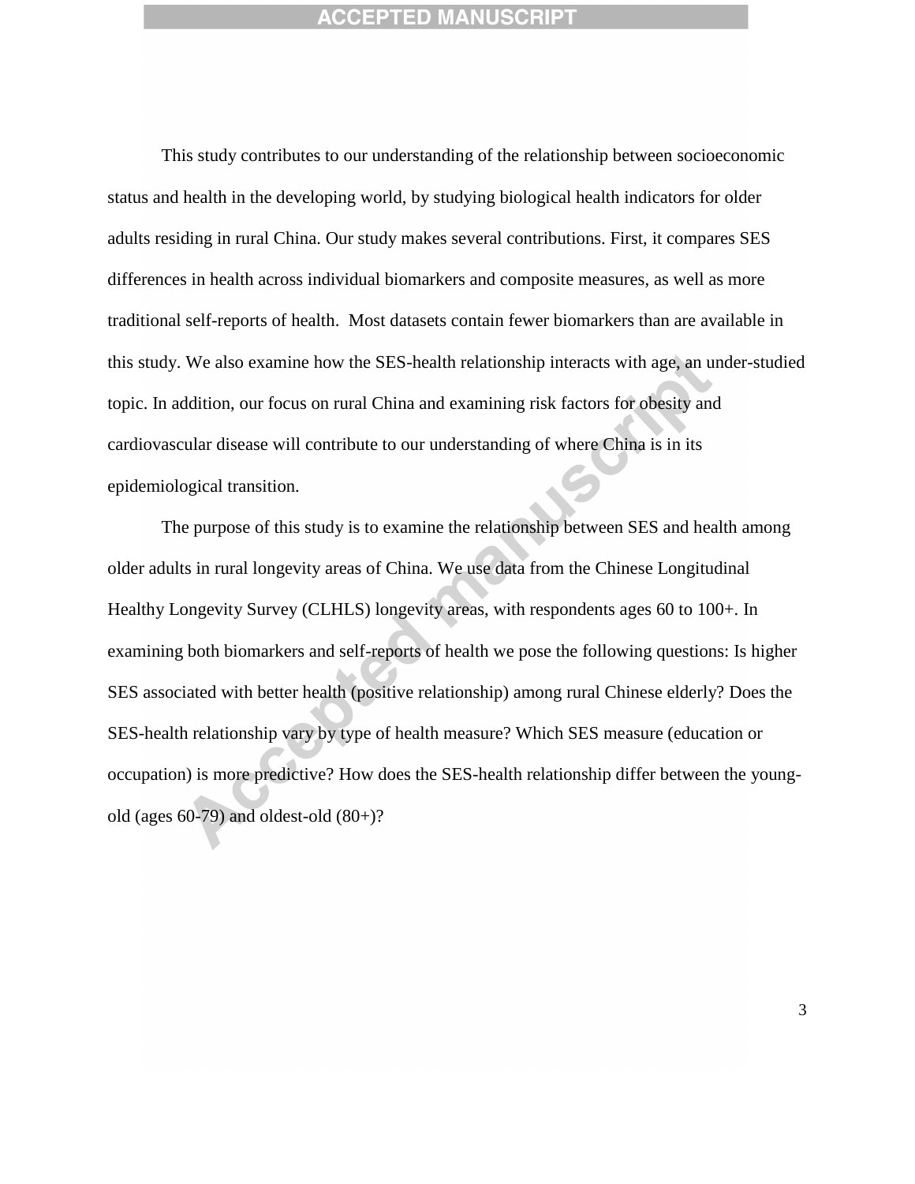This study contributes to our understanding of the relationship between socioeconomic status and health in the developing world, by studying biological health indicators for older adults residing in rural China. Our study makes several contributions. First, it compares SES differences in health across individual biomarkers and composite measures, as well as more traditional self-reports of health. Most datasets contain fewer biomarkers than are available in this study. We also examine how the SES-health relationship interacts with age, an under-studied topic. In addition, our focus on rural China and examining risk factors for obesity and cardiovascular disease will contribute to our understanding of where China is in its epidemiological transition.

The purpose of this study is to examine the relationship between SES and health among older adults in rural longevity areas of China. We use data from the Chinese Longitudinal Healthy Longevity Survey (CLHLS) longevity areas, with respondents ages 60 to 100+. In examining both biomarkers and self-reports of health we pose the following questions: Is higher SES associated with better health (positive relationship) among rural Chinese elderly? Does the SES-health relationship vary by type of health measure? Which SES measure (education or occupation) is more predictive? How does the SES-health relationship differ between the young-old (ages 60-79) and oldest-old (80+)?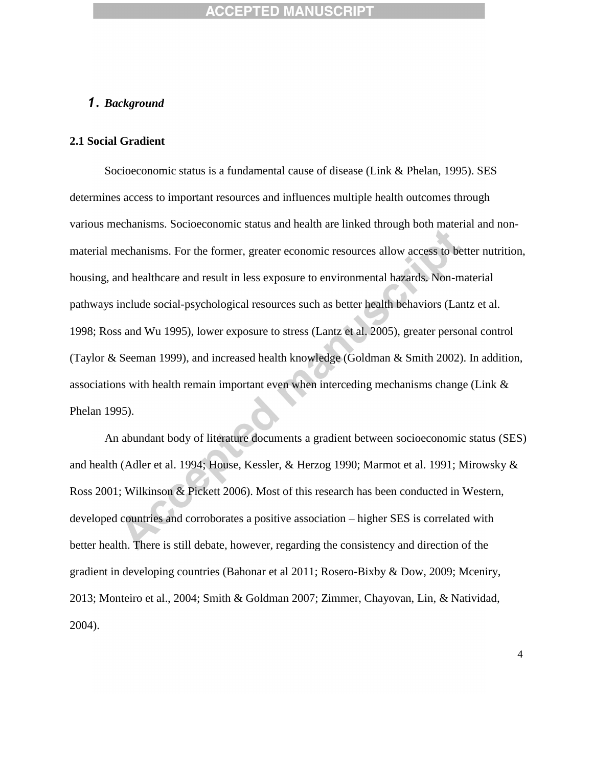# 1. *Background*

## 2.1 Social Gradient

Socioeconomic status is a fundamental cause of disease (Link & Phelan, 1995). SES determines access to important resources and influences multiple health outcomes through various mechanisms. Socioeconomic status and health are linked through both material and non-material mechanisms. For the former, greater economic resources allow access to better nutrition, housing, and healthcare and result in less exposure to environmental hazards. Non-material pathways include social-psychological resources such as better health behaviors (Lantz et al. 1998; Ross and Wu 1995), lower exposure to stress (Lantz et al. 2005), greater personal control (Taylor & Seeman 1999), and increased health knowledge (Goldman & Smith 2002). In addition, associations with health remain important even when interceding mechanisms change (Link & Phelan 1995).

An abundant body of literature documents a gradient between socioeconomic status (SES) and health (Adler et al. 1994; House, Kessler, & Herzog 1990; Marmot et al. 1991; Mirowsky & Ross 2001; Wilkinson & Pickett 2006). Most of this research has been conducted in Western, developed countries and corroborates a positive association – higher SES is correlated with better health. There is still debate, however, regarding the consistency and direction of the gradient in developing countries (Bahonar et al 2011; Rosero-Bixby & Dow, 2009; Mceniry, 2013; Monteiro et al., 2004; Smith & Goldman 2007; Zimmer, Chayovan, Lin, & Natividad, 2004).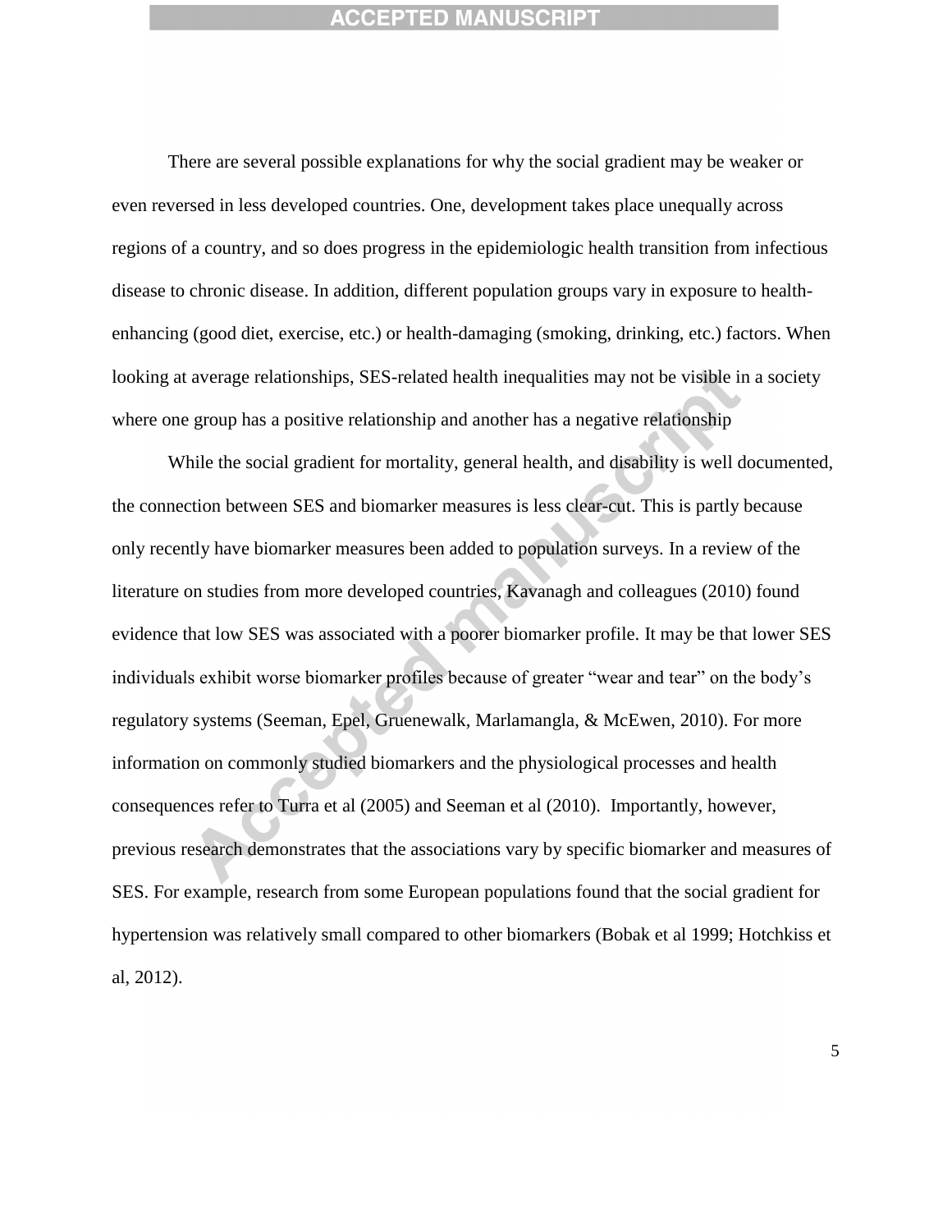There are several possible explanations for why the social gradient may be weaker or even reversed in less developed countries. One, development takes place unequally across regions of a country, and so does progress in the epidemiologic health transition from infectious disease to chronic disease. In addition, different population groups vary in exposure to health-enhancing (good diet, exercise, etc.) or health-damaging (smoking, drinking, etc.) factors. When looking at average relationships, SES-related health inequalities may not be visible in a society where one group has a positive relationship and another has a negative relationship

While the social gradient for mortality, general health, and disability is well documented, the connection between SES and biomarker measures is less clear-cut. This is partly because only recently have biomarker measures been added to population surveys. In a review of the literature on studies from more developed countries, Kavanagh and colleagues (2010) found evidence that low SES was associated with a poorer biomarker profile. It may be that lower SES individuals exhibit worse biomarker profiles because of greater "wear and tear" on the body's regulatory systems (Seeman, Epel, Gruenewalk, Marlamangla, & McEwen, 2010). For more information on commonly studied biomarkers and the physiological processes and health consequences refer to Turra et al (2005) and Seeman et al (2010). Importantly, however, previous research demonstrates that the associations vary by specific biomarker and measures of SES. For example, research from some European populations found that the social gradient for hypertension was relatively small compared to other biomarkers (Bobak et al 1999; Hotchkiss et al, 2012).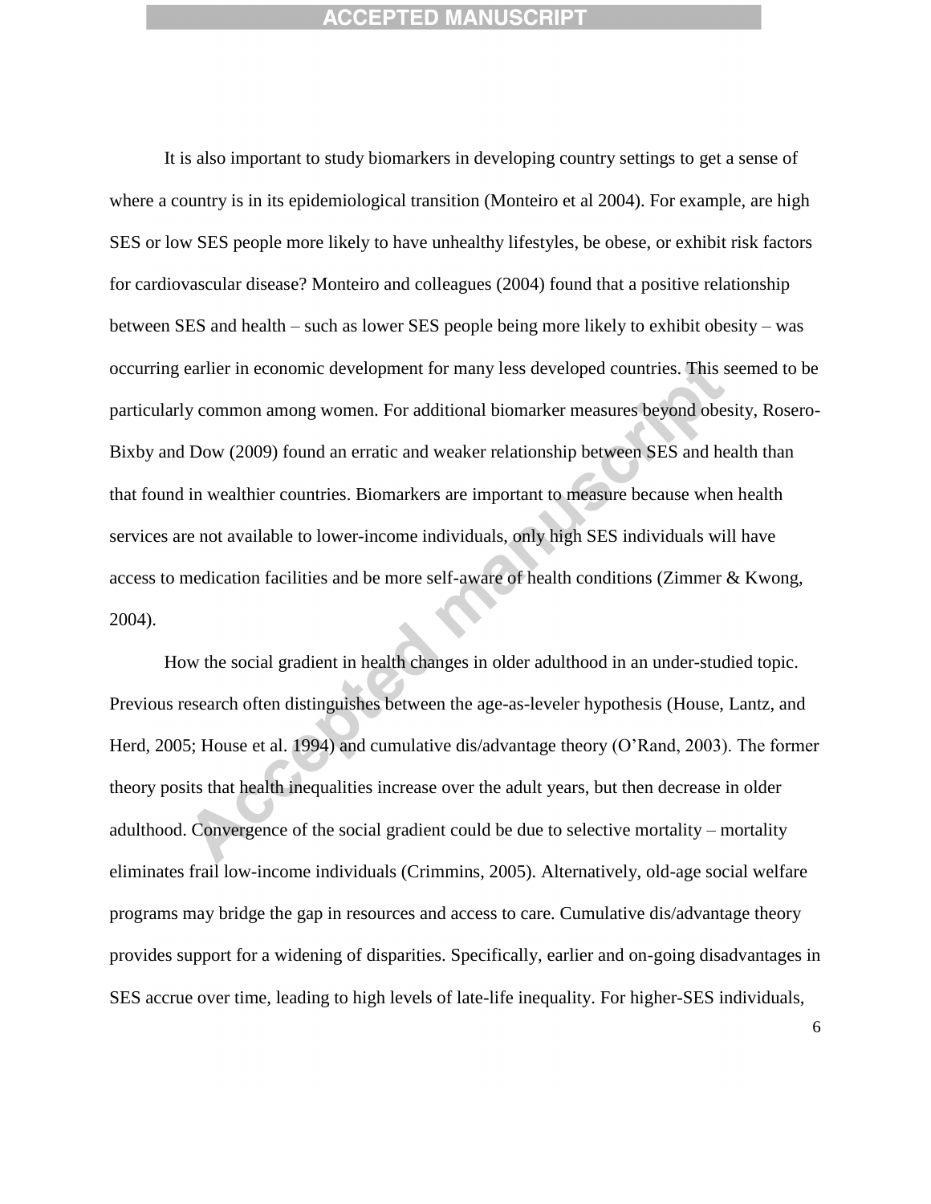It is also important to study biomarkers in developing country settings to get a sense of where a country is in its epidemiological transition (Monteiro et al 2004). For example, are high SES or low SES people more likely to have unhealthy lifestyles, be obese, or exhibit risk factors for cardiovascular disease? Monteiro and colleagues (2004) found that a positive relationship between SES and health – such as lower SES people being more likely to exhibit obesity – was occurring earlier in economic development for many less developed countries. This seemed to be particularly common among women. For additional biomarker measures beyond obesity, Rosero-Bixby and Dow (2009) found an erratic and weaker relationship between SES and health than that found in wealthier countries. Biomarkers are important to measure because when health services are not available to lower-income individuals, only high SES individuals will have access to medication facilities and be more self-aware of health conditions (Zimmer & Kwong, 2004).

How the social gradient in health changes in older adulthood in an under-studied topic. Previous research often distinguishes between the age-as-leveler hypothesis (House, Lantz, and Herd, 2005; House et al. 1994) and cumulative dis/advantage theory (O'Rand, 2003). The former theory posits that health inequalities increase over the adult years, but then decrease in older adulthood. Convergence of the social gradient could be due to selective mortality – mortality eliminates frail low-income individuals (Crimmins, 2005). Alternatively, old-age social welfare programs may bridge the gap in resources and access to care. Cumulative dis/advantage theory provides support for a widening of disparities. Specifically, earlier and on-going disadvantages in SES accrue over time, leading to high levels of late-life inequality. For higher-SES individuals,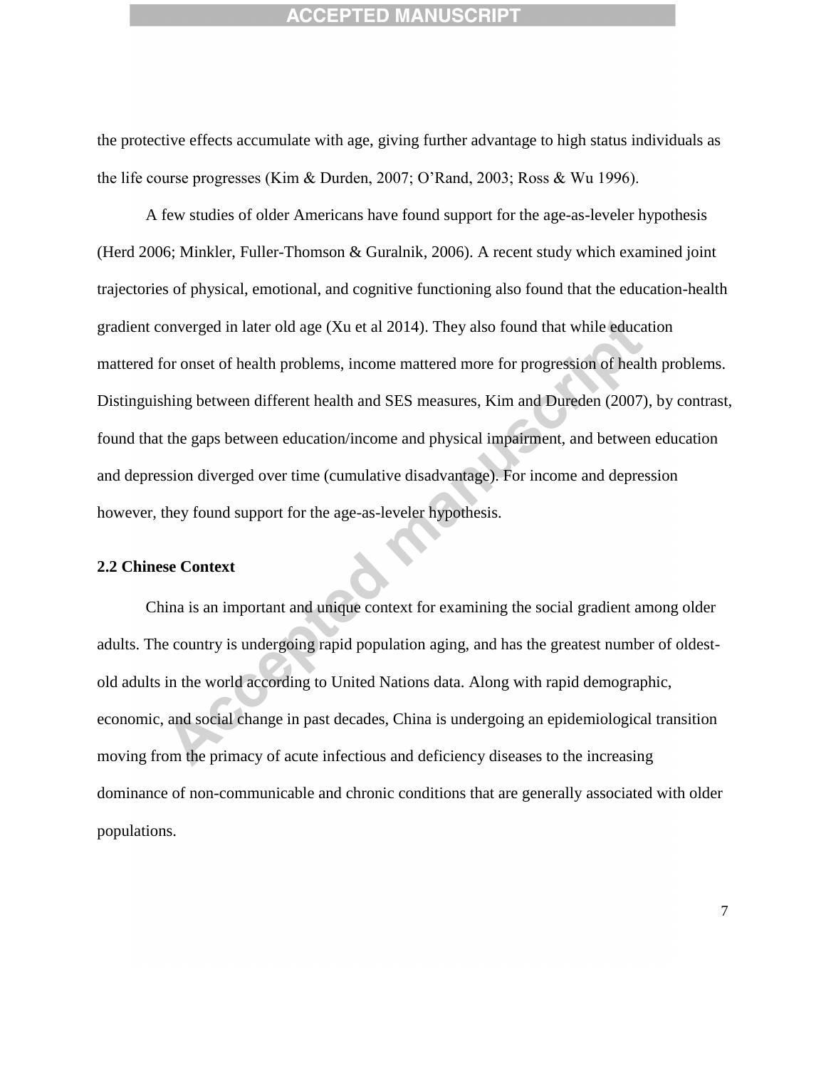the protective effects accumulate with age, giving further advantage to high status individuals as the life course progresses (Kim & Durden, 2007; O'Rand, 2003; Ross & Wu 1996).

A few studies of older Americans have found support for the age-as-leveler hypothesis (Herd 2006; Minkler, Fuller-Thomson & Guralnik, 2006). A recent study which examined joint trajectories of physical, emotional, and cognitive functioning also found that the education-health gradient converged in later old age (Xu et al 2014). They also found that while education mattered for onset of health problems, income mattered more for progression of health problems. Distinguishing between different health and SES measures, Kim and Dureden (2007), by contrast, found that the gaps between education/income and physical impairment, and between education and depression diverged over time (cumulative disadvantage). For income and depression however, they found support for the age-as-leveler hypothesis.

### 2.2 Chinese Context

China is an important and unique context for examining the social gradient among older adults. The country is undergoing rapid population aging, and has the greatest number of oldest-old adults in the world according to United Nations data. Along with rapid demographic, economic, and social change in past decades, China is undergoing an epidemiological transition moving from the primacy of acute infectious and deficiency diseases to the increasing dominance of non-communicable and chronic conditions that are generally associated with older populations.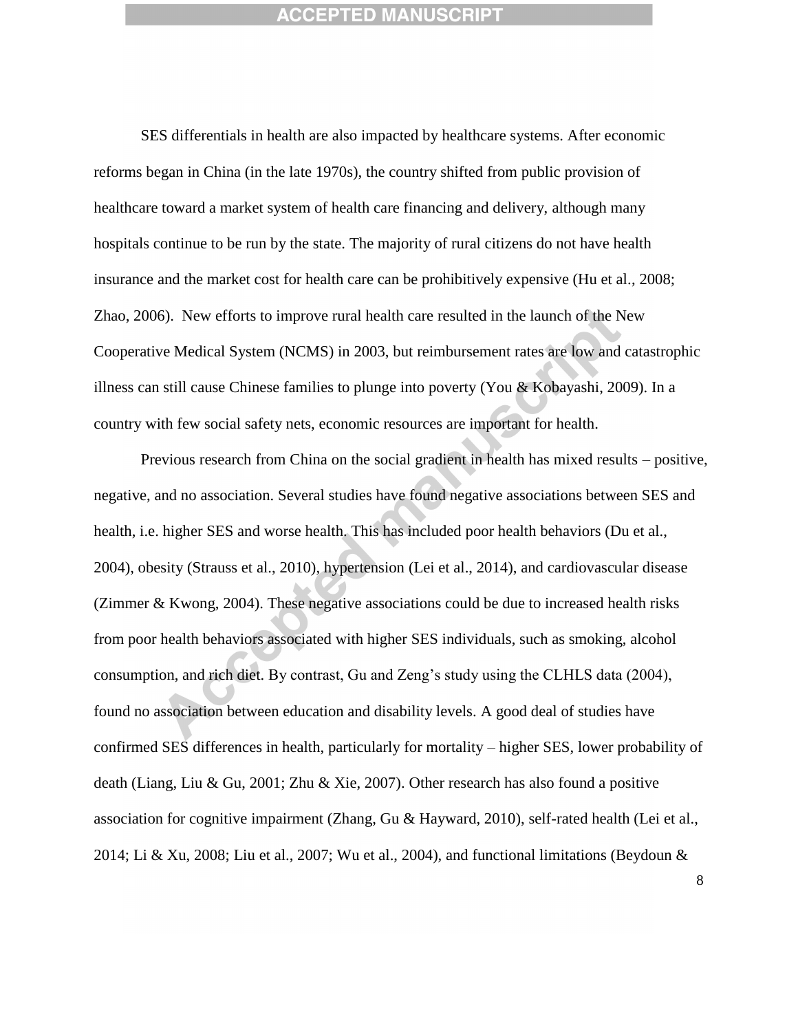SES differentials in health are also impacted by healthcare systems. After economic reforms began in China (in the late 1970s), the country shifted from public provision of healthcare toward a market system of health care financing and delivery, although many hospitals continue to be run by the state. The majority of rural citizens do not have health insurance and the market cost for health care can be prohibitively expensive (Hu et al., 2008; Zhao, 2006). New efforts to improve rural health care resulted in the launch of the New Cooperative Medical System (NCMS) in 2003, but reimbursement rates are low and catastrophic illness can still cause Chinese families to plunge into poverty (You & Kobayashi, 2009). In a country with few social safety nets, economic resources are important for health.

Previous research from China on the social gradient in health has mixed results – positive, negative, and no association. Several studies have found negative associations between SES and health, i.e. higher SES and worse health. This has included poor health behaviors (Du et al., 2004), obesity (Strauss et al., 2010), hypertension (Lei et al., 2014), and cardiovascular disease (Zimmer & Kwong, 2004). These negative associations could be due to increased health risks from poor health behaviors associated with higher SES individuals, such as smoking, alcohol consumption, and rich diet. By contrast, Gu and Zeng's study using the CLHLS data (2004), found no association between education and disability levels. A good deal of studies have confirmed SES differences in health, particularly for mortality – higher SES, lower probability of death (Liang, Liu & Gu, 2001; Zhu & Xie, 2007). Other research has also found a positive association for cognitive impairment (Zhang, Gu & Hayward, 2010), self-rated health (Lei et al., 2014; Li & Xu, 2008; Liu et al., 2007; Wu et al., 2004), and functional limitations (Beydoun &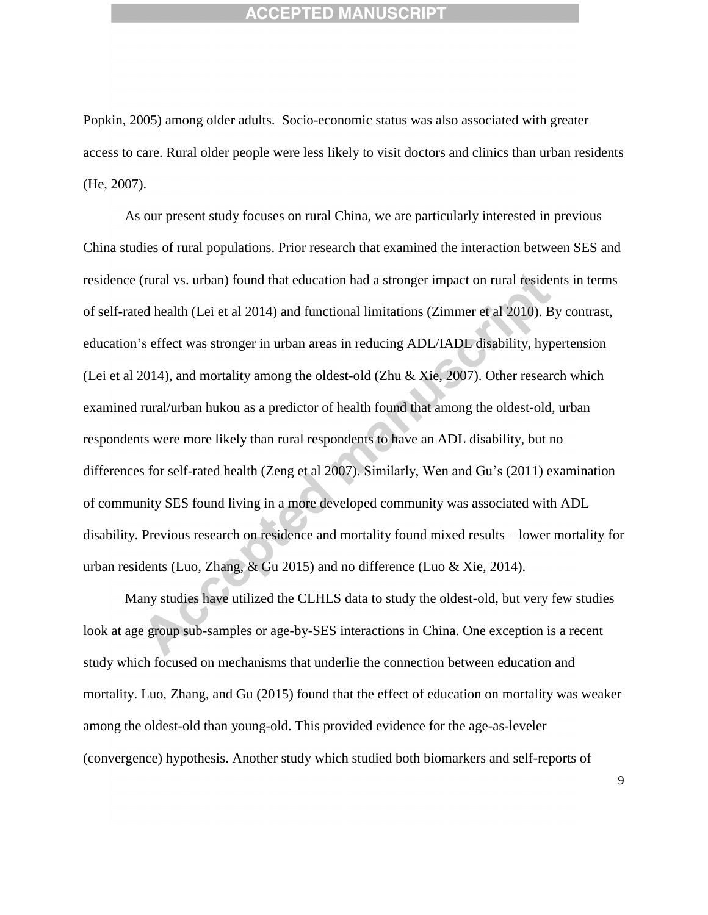Popkin, 2005) among older adults. Socio-economic status was also associated with greater access to care. Rural older people were less likely to visit doctors and clinics than urban residents (He, 2007).

As our present study focuses on rural China, we are particularly interested in previous China studies of rural populations. Prior research that examined the interaction between SES and residence (rural vs. urban) found that education had a stronger impact on rural residents in terms of self-rated health (Lei et al 2014) and functional limitations (Zimmer et al 2010). By contrast, education's effect was stronger in urban areas in reducing ADL/IADL disability, hypertension (Lei et al 2014), and mortality among the oldest-old (Zhu & Xie, 2007). Other research which examined rural/urban hukou as a predictor of health found that among the oldest-old, urban respondents were more likely than rural respondents to have an ADL disability, but no differences for self-rated health (Zeng et al 2007). Similarly, Wen and Gu's (2011) examination of community SES found living in a more developed community was associated with ADL disability. Previous research on residence and mortality found mixed results – lower mortality for urban residents (Luo, Zhang, & Gu 2015) and no difference (Luo & Xie, 2014).

Many studies have utilized the CLHLS data to study the oldest-old, but very few studies look at age group sub-samples or age-by-SES interactions in China. One exception is a recent study which focused on mechanisms that underlie the connection between education and mortality. Luo, Zhang, and Gu (2015) found that the effect of education on mortality was weaker among the oldest-old than young-old. This provided evidence for the age-as-leveler (convergence) hypothesis. Another study which studied both biomarkers and self-reports of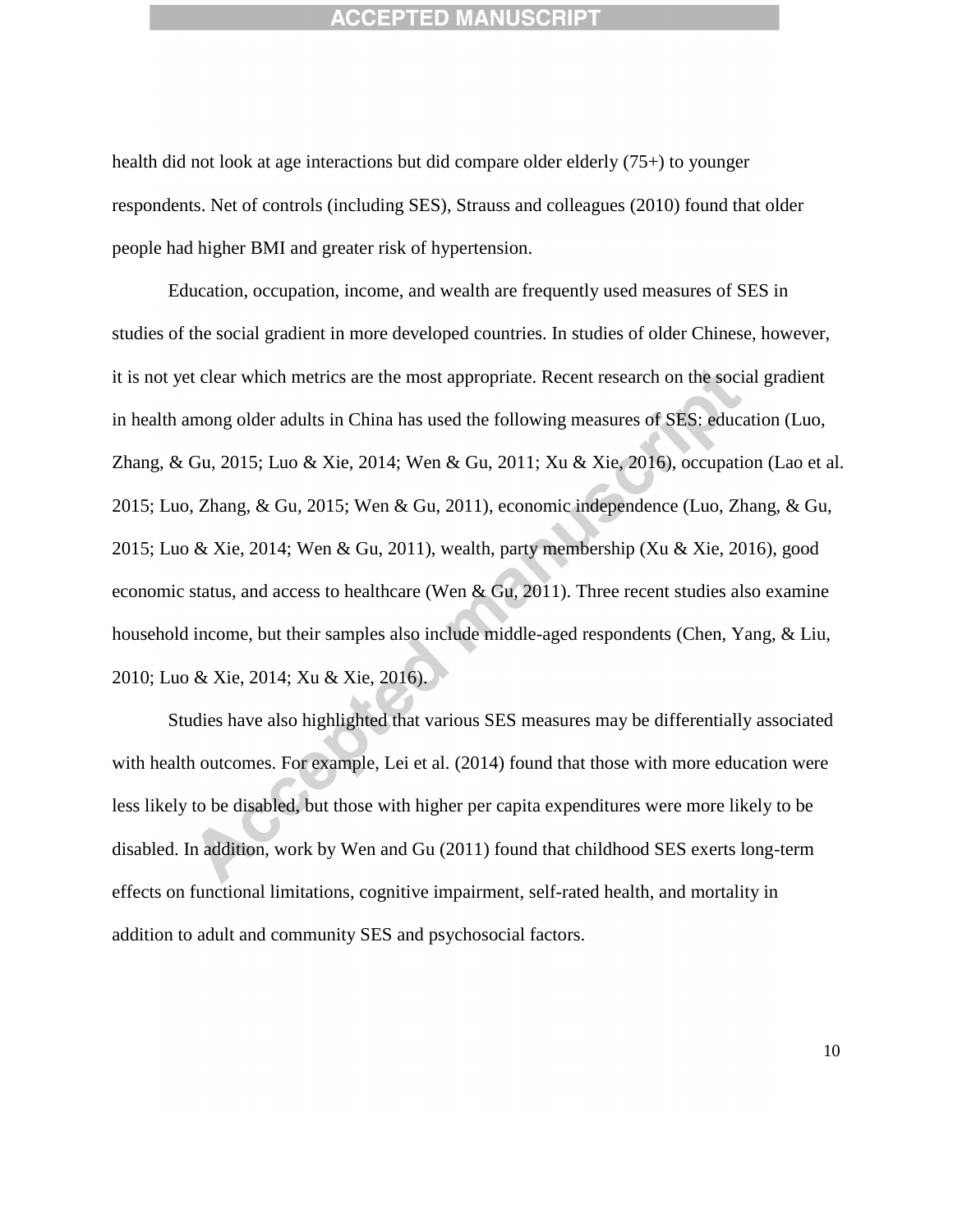health did not look at age interactions but did compare older elderly (75+) to younger respondents. Net of controls (including SES), Strauss and colleagues (2010) found that older people had higher BMI and greater risk of hypertension.

Education, occupation, income, and wealth are frequently used measures of SES in studies of the social gradient in more developed countries. In studies of older Chinese, however, it is not yet clear which metrics are the most appropriate. Recent research on the social gradient in health among older adults in China has used the following measures of SES: education (Luo, Zhang, & Gu, 2015; Luo & Xie, 2014; Wen & Gu, 2011; Xu & Xie, 2016), occupation (Lao et al. 2015; Luo, Zhang, & Gu, 2015; Wen & Gu, 2011), economic independence (Luo, Zhang, & Gu, 2015; Luo & Xie, 2014; Wen & Gu, 2011), wealth, party membership (Xu & Xie, 2016), good economic status, and access to healthcare (Wen & Gu, 2011). Three recent studies also examine household income, but their samples also include middle-aged respondents (Chen, Yang, & Liu, 2010; Luo & Xie, 2014; Xu & Xie, 2016).

Studies have also highlighted that various SES measures may be differentially associated with health outcomes. For example, Lei et al. (2014) found that those with more education were less likely to be disabled, but those with higher per capita expenditures were more likely to be disabled. In addition, work by Wen and Gu (2011) found that childhood SES exerts long-term effects on functional limitations, cognitive impairment, self-rated health, and mortality in addition to adult and community SES and psychosocial factors.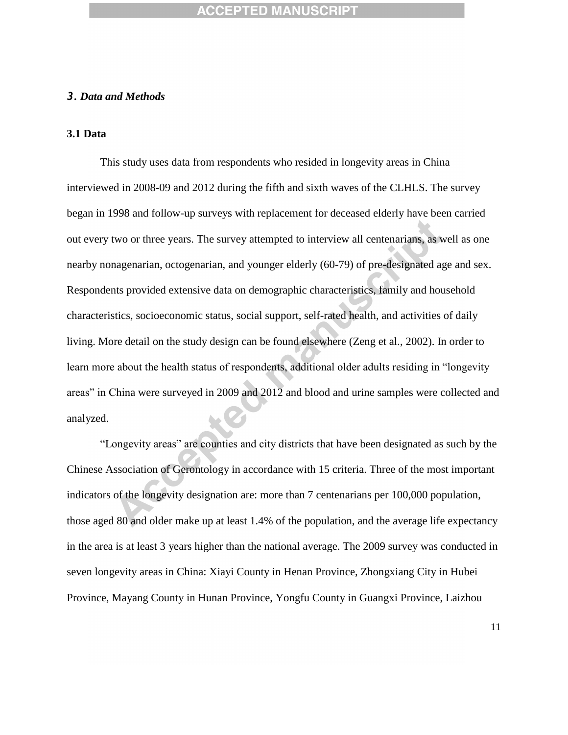## *3. Data and Methods*

### 3.1 Data

This study uses data from respondents who resided in longevity areas in China interviewed in 2008-09 and 2012 during the fifth and sixth waves of the CLHLS. The survey began in 1998 and follow-up surveys with replacement for deceased elderly have been carried out every two or three years. The survey attempted to interview all centenarians, as well as one nearby nonagenarian, octogenarian, and younger elderly (60-79) of pre-designated age and sex. Respondents provided extensive data on demographic characteristics, family and household characteristics, socioeconomic status, social support, self-rated health, and activities of daily living. More detail on the study design can be found elsewhere (Zeng et al., 2002). In order to learn more about the health status of respondents, additional older adults residing in "longevity areas" in China were surveyed in 2009 and 2012 and blood and urine samples were collected and analyzed.

"Longevity areas" are counties and city districts that have been designated as such by the Chinese Association of Gerontology in accordance with 15 criteria. Three of the most important indicators of the longevity designation are: more than 7 centenarians per 100,000 population, those aged 80 and older make up at least 1.4% of the population, and the average life expectancy in the area is at least 3 years higher than the national average. The 2009 survey was conducted in seven longevity areas in China: Xiayi County in Henan Province, Zhongxiang City in Hubei Province, Mayang County in Hunan Province, Yongfu County in Guangxi Province, Laizhou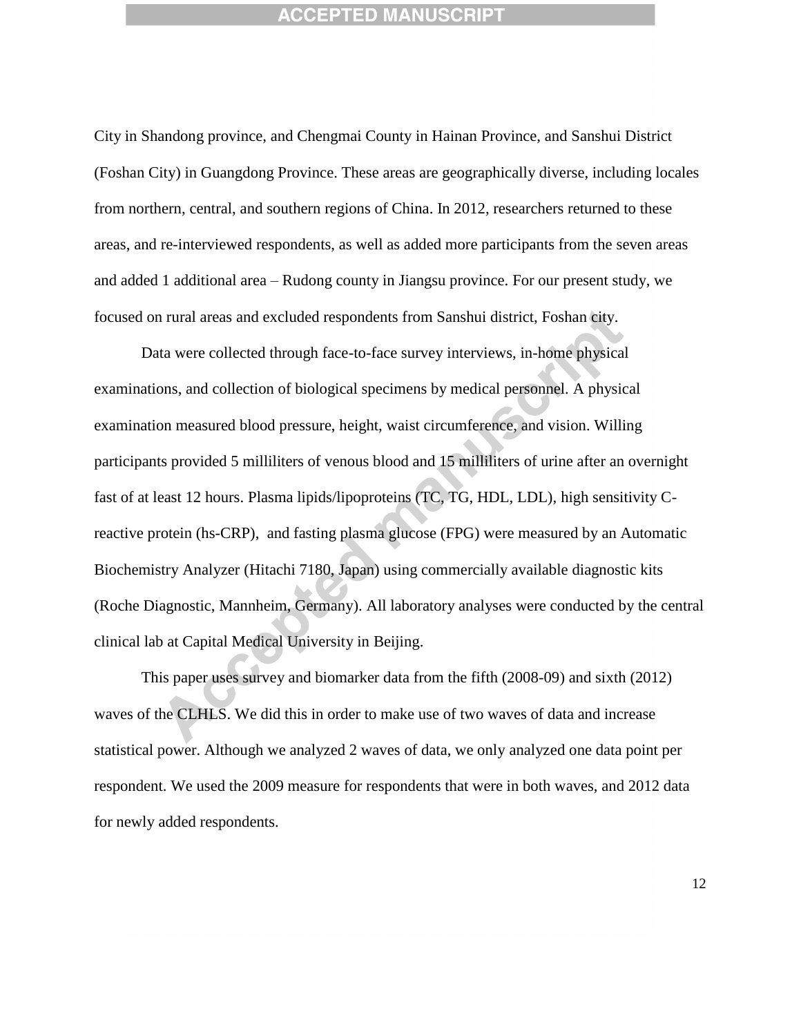City in Shandong province, and Chengmai County in Hainan Province, and Sanshui District (Foshan City) in Guangdong Province. These areas are geographically diverse, including locales from northern, central, and southern regions of China. In 2012, researchers returned to these areas, and re-interviewed respondents, as well as added more participants from the seven areas and added 1 additional area – Rudong county in Jiangsu province. For our present study, we focused on rural areas and excluded respondents from Sanshui district, Foshan city.

Data were collected through face-to-face survey interviews, in-home physical examinations, and collection of biological specimens by medical personnel. A physical examination measured blood pressure, height, waist circumference, and vision. Willing participants provided 5 milliliters of venous blood and 15 milliliters of urine after an overnight fast of at least 12 hours. Plasma lipids/lipoproteins (TC, TG, HDL, LDL), high sensitivity C-reactive protein (hs-CRP), and fasting plasma glucose (FPG) were measured by an Automatic Biochemistry Analyzer (Hitachi 7180, Japan) using commercially available diagnostic kits (Roche Diagnostic, Mannheim, Germany). All laboratory analyses were conducted by the central clinical lab at Capital Medical University in Beijing.

This paper uses survey and biomarker data from the fifth (2008-09) and sixth (2012) waves of the CLHLS. We did this in order to make use of two waves of data and increase statistical power. Although we analyzed 2 waves of data, we only analyzed one data point per respondent. We used the 2009 measure for respondents that were in both waves, and 2012 data for newly added respondents.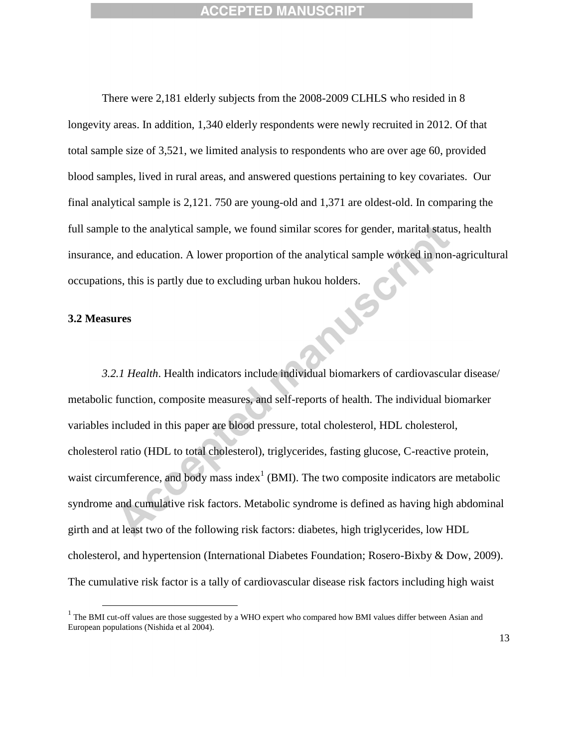There were 2,181 elderly subjects from the 2008-2009 CLHLS who resided in 8 longevity areas. In addition, 1,340 elderly respondents were newly recruited in 2012. Of that total sample size of 3,521, we limited analysis to respondents who are over age 60, provided blood samples, lived in rural areas, and answered questions pertaining to key covariates. Our final analytical sample is 2,121. 750 are young-old and 1,371 are oldest-old. In comparing the full sample to the analytical sample, we found similar scores for gender, marital status, health insurance, and education. A lower proportion of the analytical sample worked in non-agricultural occupations, this is partly due to excluding urban hukou holders.

**3.2 Measures**

*3.2.1 Health*. Health indicators include individual biomarkers of cardiovascular disease/ metabolic function, composite measures, and self-reports of health. The individual biomarker variables included in this paper are blood pressure, total cholesterol, HDL cholesterol, cholesterol ratio (HDL to total cholesterol), triglycerides, fasting glucose, C-reactive protein, waist circumference, and body mass index[1] (BMI). The two composite indicators are metabolic syndrome and cumulative risk factors. Metabolic syndrome is defined as having high abdominal girth and at least two of the following risk factors: diabetes, high triglycerides, low HDL cholesterol, and hypertension (International Diabetes Foundation; Rosero-Bixby & Dow, 2009). The cumulative risk factor is a tally of cardiovascular disease risk factors including high waist

[1] The BMI cut-off values are those suggested by a WHO expert who compared how BMI values differ between Asian and European populations (Nishida et al 2004).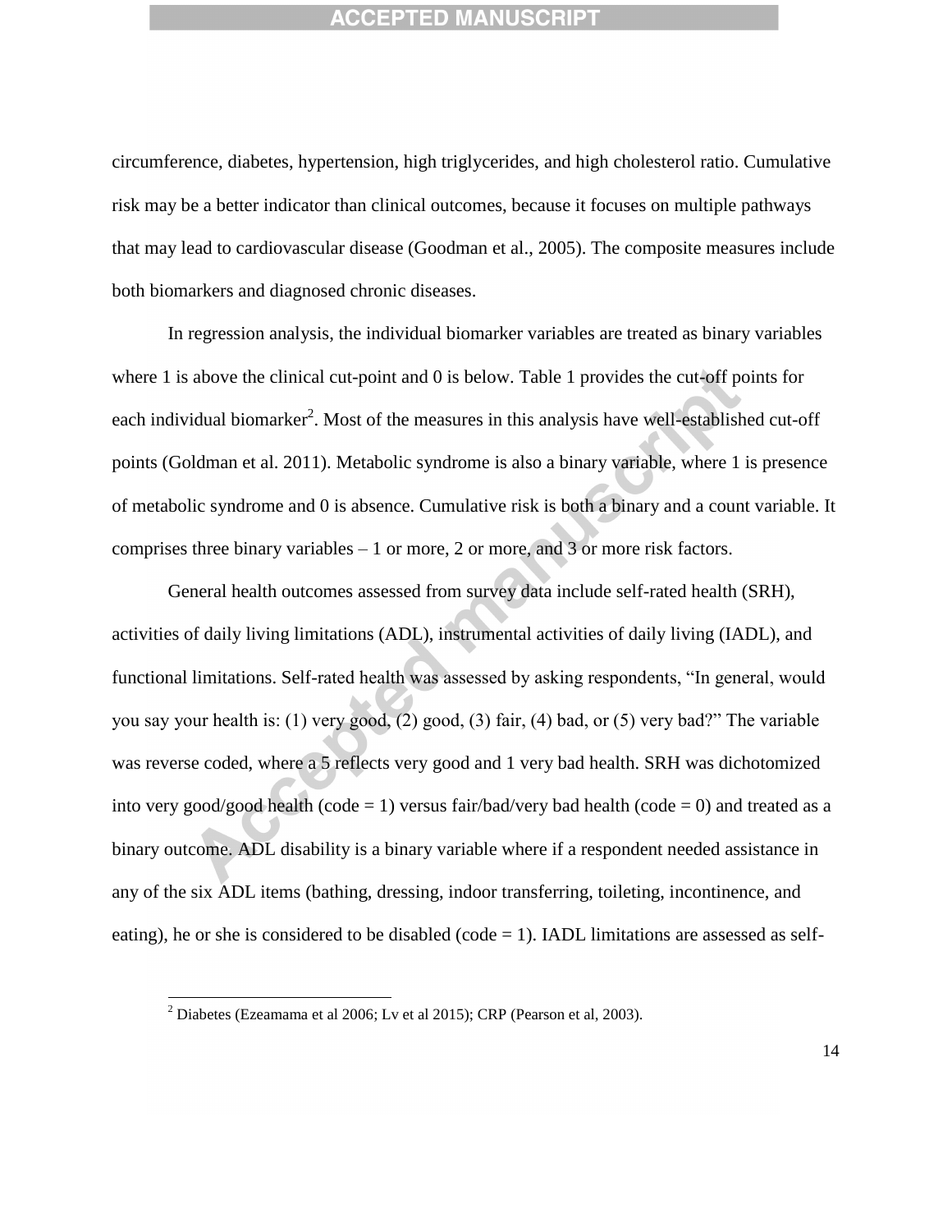circumference, diabetes, hypertension, high triglycerides, and high cholesterol ratio. Cumulative risk may be a better indicator than clinical outcomes, because it focuses on multiple pathways that may lead to cardiovascular disease (Goodman et al., 2005). The composite measures include both biomarkers and diagnosed chronic diseases.

In regression analysis, the individual biomarker variables are treated as binary variables where 1 is above the clinical cut-point and 0 is below. Table 1 provides the cut-off points for each individual biomarker[2]. Most of the measures in this analysis have well-established cut-off points (Goldman et al. 2011). Metabolic syndrome is also a binary variable, where 1 is presence of metabolic syndrome and 0 is absence. Cumulative risk is both a binary and a count variable. It comprises three binary variables – 1 or more, 2 or more, and 3 or more risk factors.

General health outcomes assessed from survey data include self-rated health (SRH), activities of daily living limitations (ADL), instrumental activities of daily living (IADL), and functional limitations. Self-rated health was assessed by asking respondents, "In general, would you say your health is: (1) very good, (2) good, (3) fair, (4) bad, or (5) very bad?" The variable was reverse coded, where a 5 reflects very good and 1 very bad health. SRH was dichotomized into very good/good health (code = 1) versus fair/bad/very bad health (code = 0) and treated as a binary outcome. ADL disability is a binary variable where if a respondent needed assistance in any of the six ADL items (bathing, dressing, indoor transferring, toileting, incontinence, and eating), he or she is considered to be disabled (code = 1). IADL limitations are assessed as self-

[2] Diabetes (Ezeamama et al 2006; Lv et al 2015); CRP (Pearson et al, 2003).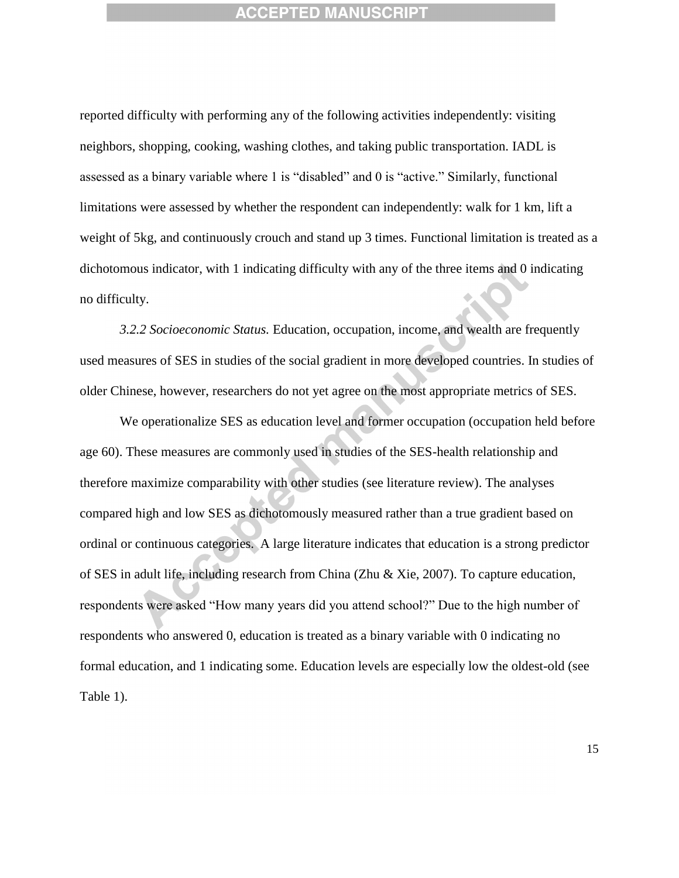reported difficulty with performing any of the following activities independently: visiting neighbors, shopping, cooking, washing clothes, and taking public transportation. IADL is assessed as a binary variable where 1 is "disabled" and 0 is "active." Similarly, functional limitations were assessed by whether the respondent can independently: walk for 1 km, lift a weight of 5kg, and continuously crouch and stand up 3 times. Functional limitation is treated as a dichotomous indicator, with 1 indicating difficulty with any of the three items and 0 indicating no difficulty.

*3.2.2 Socioeconomic Status.* Education, occupation, income, and wealth are frequently used measures of SES in studies of the social gradient in more developed countries. In studies of older Chinese, however, researchers do not yet agree on the most appropriate metrics of SES.

We operationalize SES as education level and former occupation (occupation held before age 60). These measures are commonly used in studies of the SES-health relationship and therefore maximize comparability with other studies (see literature review). The analyses compared high and low SES as dichotomously measured rather than a true gradient based on ordinal or continuous categories. A large literature indicates that education is a strong predictor of SES in adult life, including research from China (Zhu & Xie, 2007). To capture education, respondents were asked "How many years did you attend school?" Due to the high number of respondents who answered 0, education is treated as a binary variable with 0 indicating no formal education, and 1 indicating some. Education levels are especially low the oldest-old (see Table 1).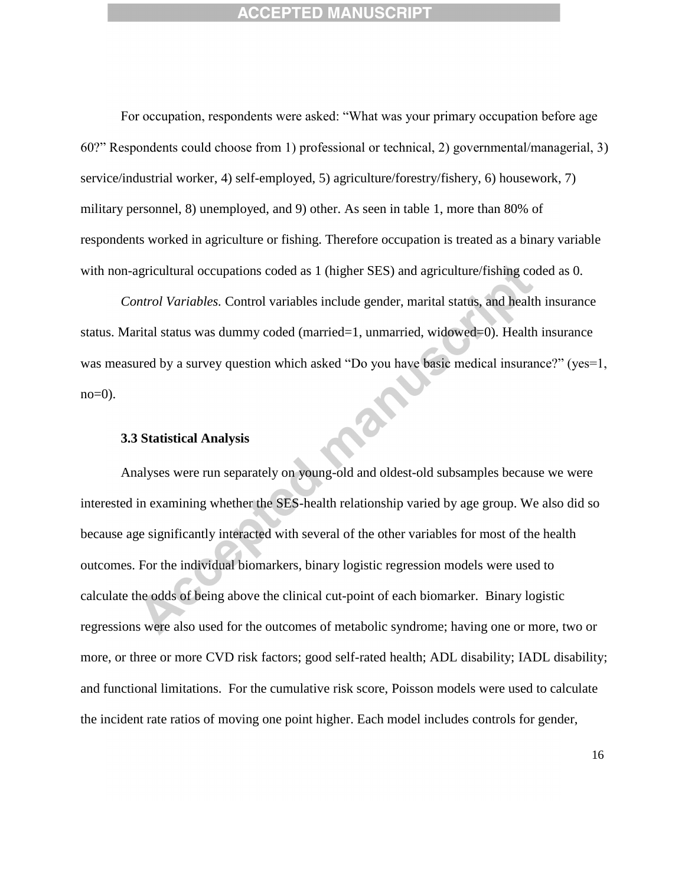For occupation, respondents were asked: "What was your primary occupation before age 60?" Respondents could choose from 1) professional or technical, 2) governmental/managerial, 3) service/industrial worker, 4) self-employed, 5) agriculture/forestry/fishery, 6) housework, 7) military personnel, 8) unemployed, and 9) other. As seen in table 1, more than 80% of respondents worked in agriculture or fishing. Therefore occupation is treated as a binary variable with non-agricultural occupations coded as 1 (higher SES) and agriculture/fishing coded as 0.

*Control Variables.* Control variables include gender, marital status, and health insurance status. Marital status was dummy coded (married=1, unmarried, widowed=0). Health insurance was measured by a survey question which asked "Do you have basic medical insurance?" (yes=1, no=0).

### 3.3 Statistical Analysis

Analyses were run separately on young-old and oldest-old subsamples because we were interested in examining whether the SES-health relationship varied by age group. We also did so because age significantly interacted with several of the other variables for most of the health outcomes. For the individual biomarkers, binary logistic regression models were used to calculate the odds of being above the clinical cut-point of each biomarker. Binary logistic regressions were also used for the outcomes of metabolic syndrome; having one or more, two or more, or three or more CVD risk factors; good self-rated health; ADL disability; IADL disability; and functional limitations. For the cumulative risk score, Poisson models were used to calculate the incident rate ratios of moving one point higher. Each model includes controls for gender,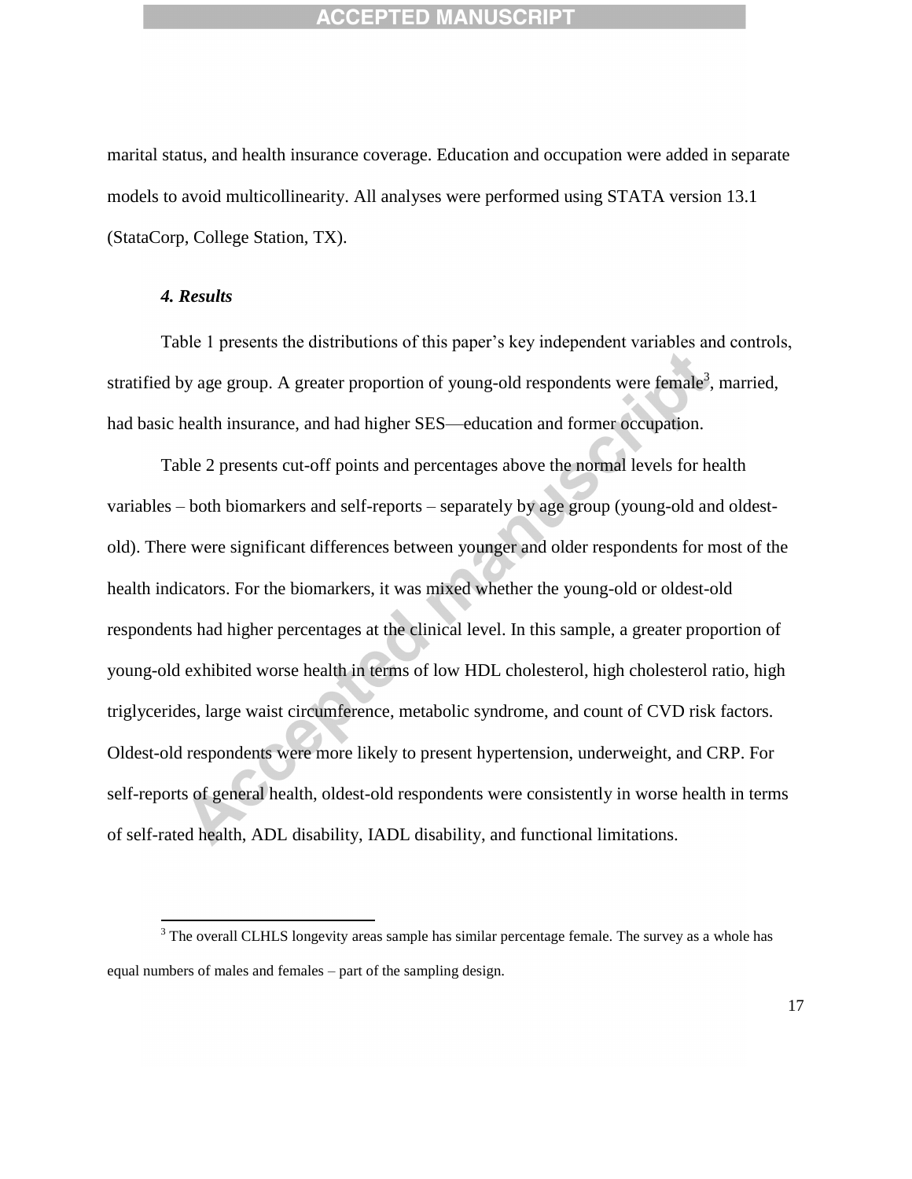marital status, and health insurance coverage. Education and occupation were added in separate models to avoid multicollinearity. All analyses were performed using STATA version 13.1 (StataCorp, College Station, TX).

### *4. Results*

Table 1 presents the distributions of this paper's key independent variables and controls, stratified by age group. A greater proportion of young-old respondents were female[3], married, had basic health insurance, and had higher SES—education and former occupation.

Table 2 presents cut-off points and percentages above the normal levels for health variables – both biomarkers and self-reports – separately by age group (young-old and oldest-old). There were significant differences between younger and older respondents for most of the health indicators. For the biomarkers, it was mixed whether the young-old or oldest-old respondents had higher percentages at the clinical level. In this sample, a greater proportion of young-old exhibited worse health in terms of low HDL cholesterol, high cholesterol ratio, high triglycerides, large waist circumference, metabolic syndrome, and count of CVD risk factors. Oldest-old respondents were more likely to present hypertension, underweight, and CRP. For self-reports of general health, oldest-old respondents were consistently in worse health in terms of self-rated health, ADL disability, IADL disability, and functional limitations.

[3] The overall CLHLS longevity areas sample has similar percentage female. The survey as a whole has equal numbers of males and females – part of the sampling design.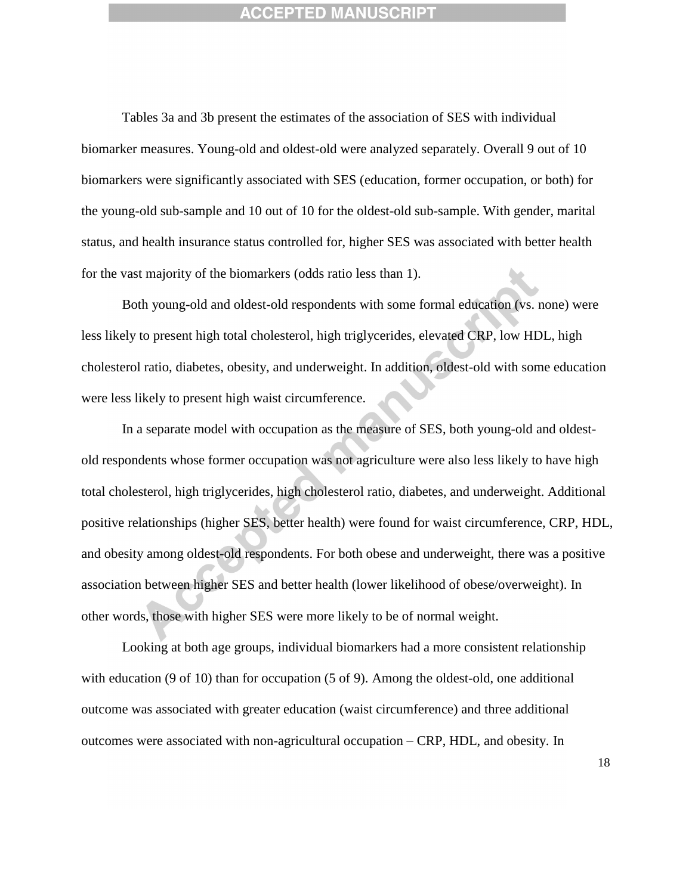Tables 3a and 3b present the estimates of the association of SES with individual biomarker measures. Young-old and oldest-old were analyzed separately. Overall 9 out of 10 biomarkers were significantly associated with SES (education, former occupation, or both) for the young-old sub-sample and 10 out of 10 for the oldest-old sub-sample. With gender, marital status, and health insurance status controlled for, higher SES was associated with better health for the vast majority of the biomarkers (odds ratio less than 1).

Both young-old and oldest-old respondents with some formal education (vs. none) were less likely to present high total cholesterol, high triglycerides, elevated CRP, low HDL, high cholesterol ratio, diabetes, obesity, and underweight. In addition, oldest-old with some education were less likely to present high waist circumference.

In a separate model with occupation as the measure of SES, both young-old and oldest-old respondents whose former occupation was not agriculture were also less likely to have high total cholesterol, high triglycerides, high cholesterol ratio, diabetes, and underweight. Additional positive relationships (higher SES, better health) were found for waist circumference, CRP, HDL, and obesity among oldest-old respondents. For both obese and underweight, there was a positive association between higher SES and better health (lower likelihood of obese/overweight). In other words, those with higher SES were more likely to be of normal weight.

Looking at both age groups, individual biomarkers had a more consistent relationship with education (9 of 10) than for occupation (5 of 9). Among the oldest-old, one additional outcome was associated with greater education (waist circumference) and three additional outcomes were associated with non-agricultural occupation – CRP, HDL, and obesity. In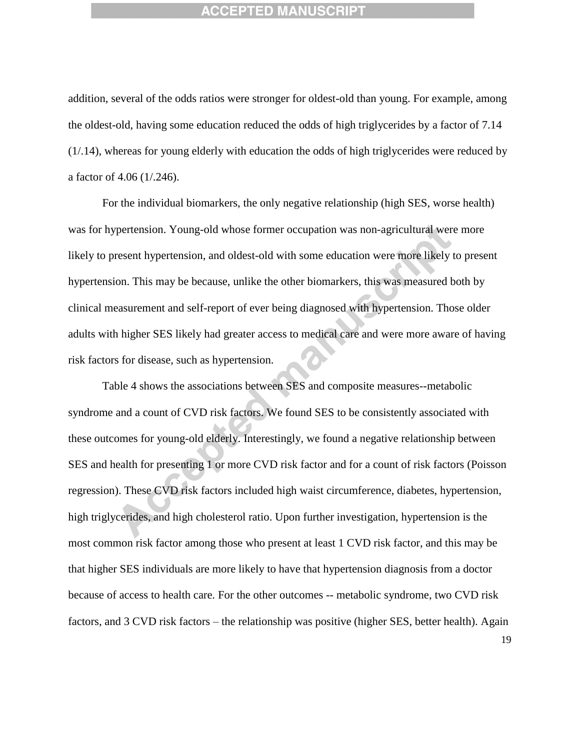addition, several of the odds ratios were stronger for oldest-old than young. For example, among the oldest-old, having some education reduced the odds of high triglycerides by a factor of 7.14 (1/.14), whereas for young elderly with education the odds of high triglycerides were reduced by a factor of 4.06 (1/.246).

For the individual biomarkers, the only negative relationship (high SES, worse health) was for hypertension. Young-old whose former occupation was non-agricultural were more likely to present hypertension, and oldest-old with some education were more likely to present hypertension. This may be because, unlike the other biomarkers, this was measured both by clinical measurement and self-report of ever being diagnosed with hypertension. Those older adults with higher SES likely had greater access to medical care and were more aware of having risk factors for disease, such as hypertension.

Table 4 shows the associations between SES and composite measures--metabolic syndrome and a count of CVD risk factors. We found SES to be consistently associated with these outcomes for young-old elderly. Interestingly, we found a negative relationship between SES and health for presenting 1 or more CVD risk factor and for a count of risk factors (Poisson regression). These CVD risk factors included high waist circumference, diabetes, hypertension, high triglycerides, and high cholesterol ratio. Upon further investigation, hypertension is the most common risk factor among those who present at least 1 CVD risk factor, and this may be that higher SES individuals are more likely to have that hypertension diagnosis from a doctor because of access to health care. For the other outcomes -- metabolic syndrome, two CVD risk factors, and 3 CVD risk factors – the relationship was positive (higher SES, better health). Again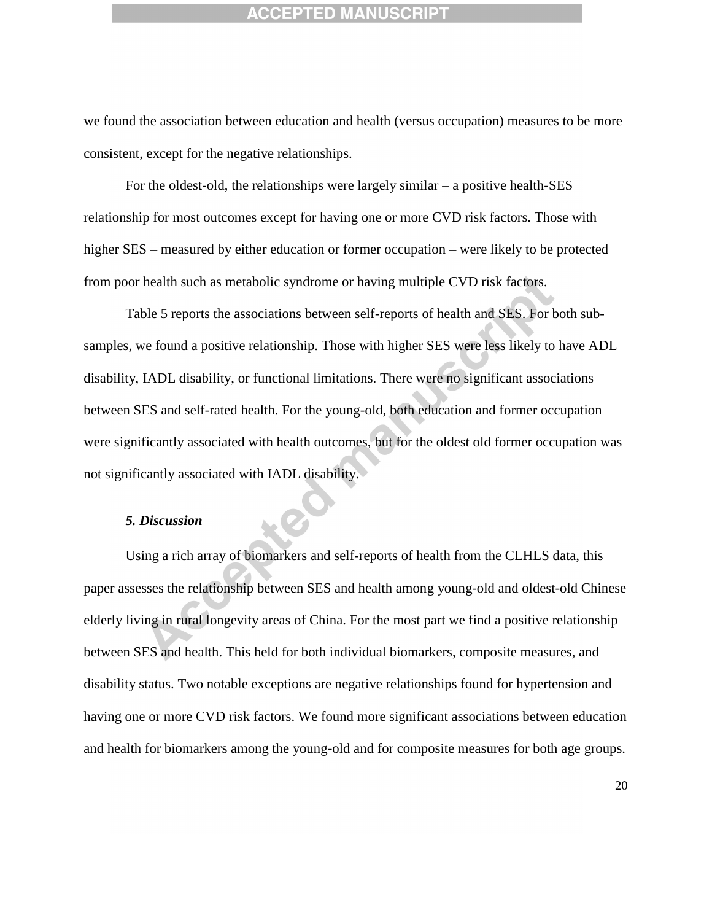we found the association between education and health (versus occupation) measures to be more consistent, except for the negative relationships.

For the oldest-old, the relationships were largely similar – a positive health-SES relationship for most outcomes except for having one or more CVD risk factors. Those with higher SES – measured by either education or former occupation – were likely to be protected from poor health such as metabolic syndrome or having multiple CVD risk factors.

Table 5 reports the associations between self-reports of health and SES. For both sub-samples, we found a positive relationship. Those with higher SES were less likely to have ADL disability, IADL disability, or functional limitations. There were no significant associations between SES and self-rated health. For the young-old, both education and former occupation were significantly associated with health outcomes, but for the oldest old former occupation was not significantly associated with IADL disability.

### *5. Discussion*

Using a rich array of biomarkers and self-reports of health from the CLHLS data, this paper assesses the relationship between SES and health among young-old and oldest-old Chinese elderly living in rural longevity areas of China. For the most part we find a positive relationship between SES and health. This held for both individual biomarkers, composite measures, and disability status. Two notable exceptions are negative relationships found for hypertension and having one or more CVD risk factors. We found more significant associations between education and health for biomarkers among the young-old and for composite measures for both age groups.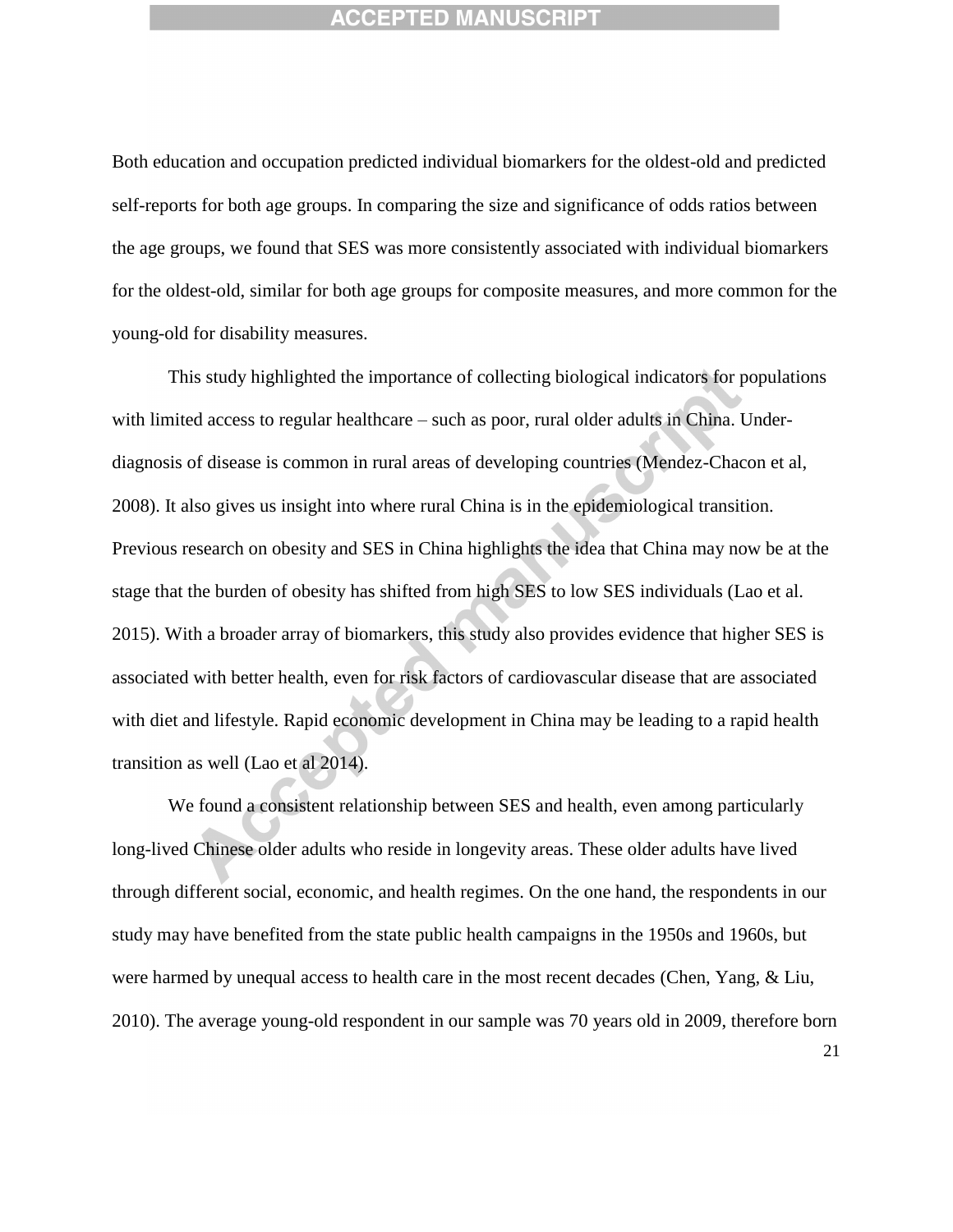Both education and occupation predicted individual biomarkers for the oldest-old and predicted self-reports for both age groups. In comparing the size and significance of odds ratios between the age groups, we found that SES was more consistently associated with individual biomarkers for the oldest-old, similar for both age groups for composite measures, and more common for the young-old for disability measures.

This study highlighted the importance of collecting biological indicators for populations with limited access to regular healthcare – such as poor, rural older adults in China. Under-diagnosis of disease is common in rural areas of developing countries (Mendez-Chacon et al, 2008). It also gives us insight into where rural China is in the epidemiological transition. Previous research on obesity and SES in China highlights the idea that China may now be at the stage that the burden of obesity has shifted from high SES to low SES individuals (Lao et al. 2015). With a broader array of biomarkers, this study also provides evidence that higher SES is associated with better health, even for risk factors of cardiovascular disease that are associated with diet and lifestyle. Rapid economic development in China may be leading to a rapid health transition as well (Lao et al 2014).

We found a consistent relationship between SES and health, even among particularly long-lived Chinese older adults who reside in longevity areas. These older adults have lived through different social, economic, and health regimes. On the one hand, the respondents in our study may have benefited from the state public health campaigns in the 1950s and 1960s, but were harmed by unequal access to health care in the most recent decades (Chen, Yang, & Liu, 2010). The average young-old respondent in our sample was 70 years old in 2009, therefore born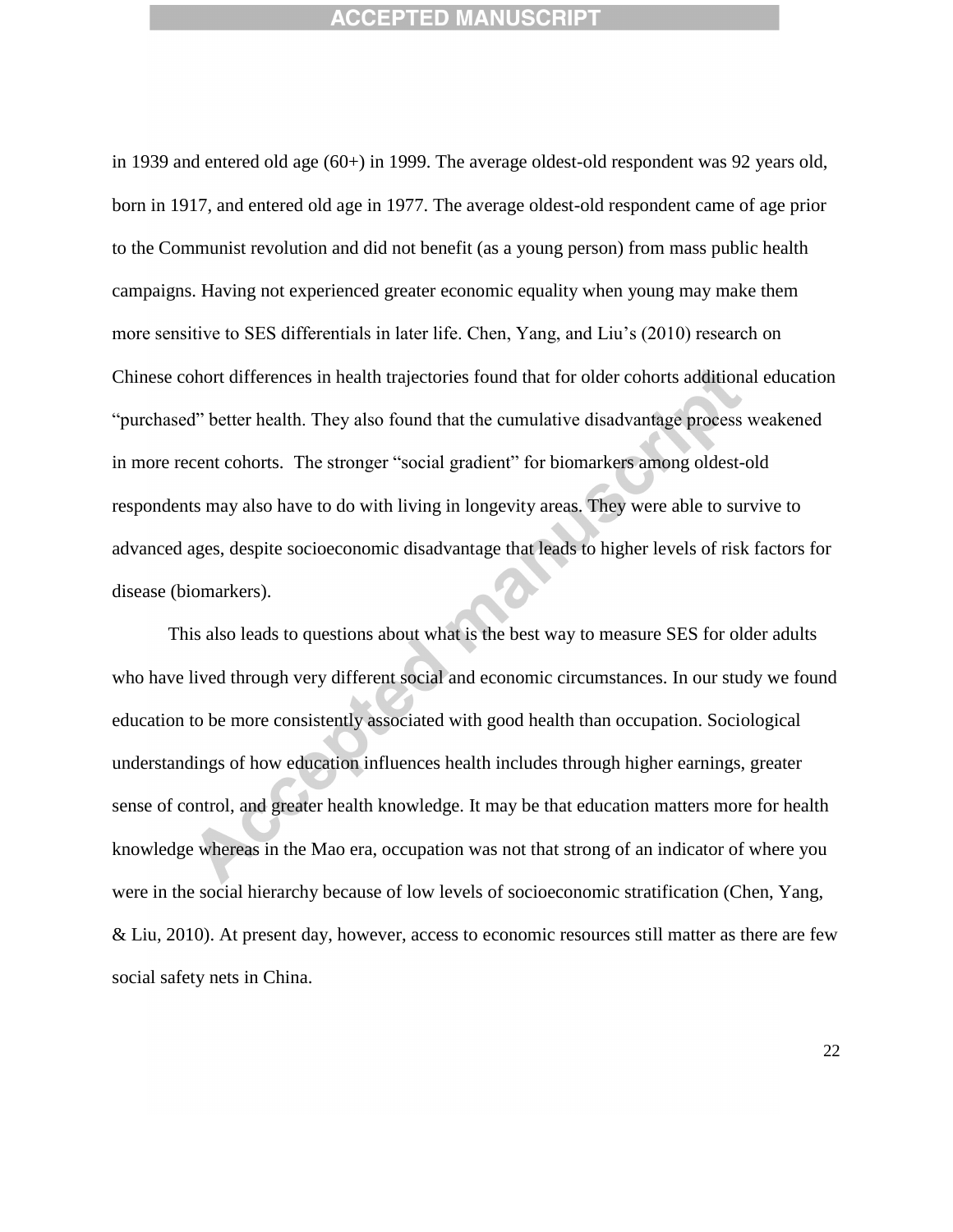in 1939 and entered old age (60+) in 1999. The average oldest-old respondent was 92 years old, born in 1917, and entered old age in 1977. The average oldest-old respondent came of age prior to the Communist revolution and did not benefit (as a young person) from mass public health campaigns. Having not experienced greater economic equality when young may make them more sensitive to SES differentials in later life. Chen, Yang, and Liu's (2010) research on Chinese cohort differences in health trajectories found that for older cohorts additional education "purchased" better health. They also found that the cumulative disadvantage process weakened in more recent cohorts. The stronger "social gradient" for biomarkers among oldest-old respondents may also have to do with living in longevity areas. They were able to survive to advanced ages, despite socioeconomic disadvantage that leads to higher levels of risk factors for disease (biomarkers).

This also leads to questions about what is the best way to measure SES for older adults who have lived through very different social and economic circumstances. In our study we found education to be more consistently associated with good health than occupation. Sociological understandings of how education influences health includes through higher earnings, greater sense of control, and greater health knowledge. It may be that education matters more for health knowledge whereas in the Mao era, occupation was not that strong of an indicator of where you were in the social hierarchy because of low levels of socioeconomic stratification (Chen, Yang, & Liu, 2010). At present day, however, access to economic resources still matter as there are few social safety nets in China.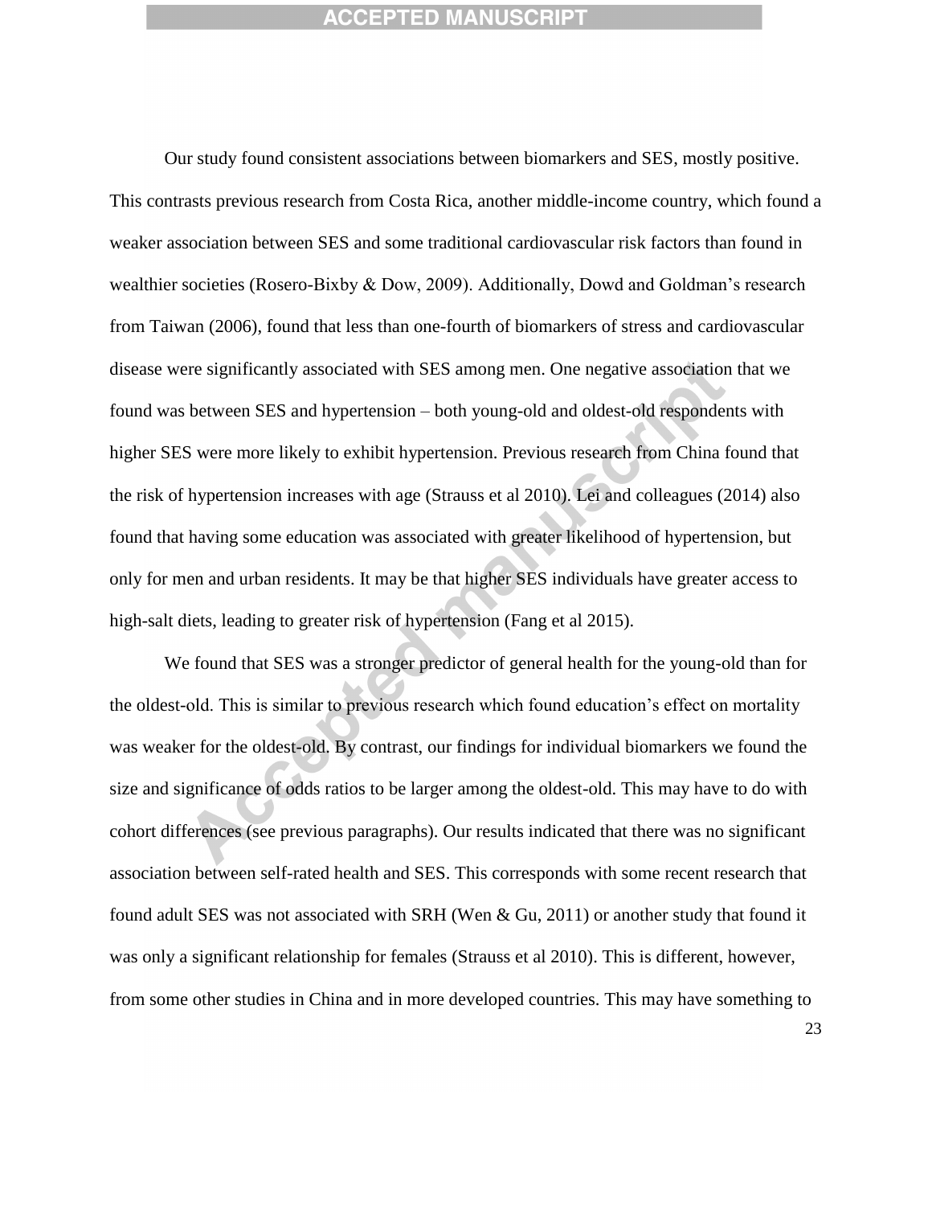Our study found consistent associations between biomarkers and SES, mostly positive. This contrasts previous research from Costa Rica, another middle-income country, which found a weaker association between SES and some traditional cardiovascular risk factors than found in wealthier societies (Rosero-Bixby & Dow, 2009). Additionally, Dowd and Goldman's research from Taiwan (2006), found that less than one-fourth of biomarkers of stress and cardiovascular disease were significantly associated with SES among men. One negative association that we found was between SES and hypertension – both young-old and oldest-old respondents with higher SES were more likely to exhibit hypertension. Previous research from China found that the risk of hypertension increases with age (Strauss et al 2010). Lei and colleagues (2014) also found that having some education was associated with greater likelihood of hypertension, but only for men and urban residents. It may be that higher SES individuals have greater access to high-salt diets, leading to greater risk of hypertension (Fang et al 2015).

We found that SES was a stronger predictor of general health for the young-old than for the oldest-old. This is similar to previous research which found education's effect on mortality was weaker for the oldest-old. By contrast, our findings for individual biomarkers we found the size and significance of odds ratios to be larger among the oldest-old. This may have to do with cohort differences (see previous paragraphs). Our results indicated that there was no significant association between self-rated health and SES. This corresponds with some recent research that found adult SES was not associated with SRH (Wen & Gu, 2011) or another study that found it was only a significant relationship for females (Strauss et al 2010). This is different, however, from some other studies in China and in more developed countries. This may have something to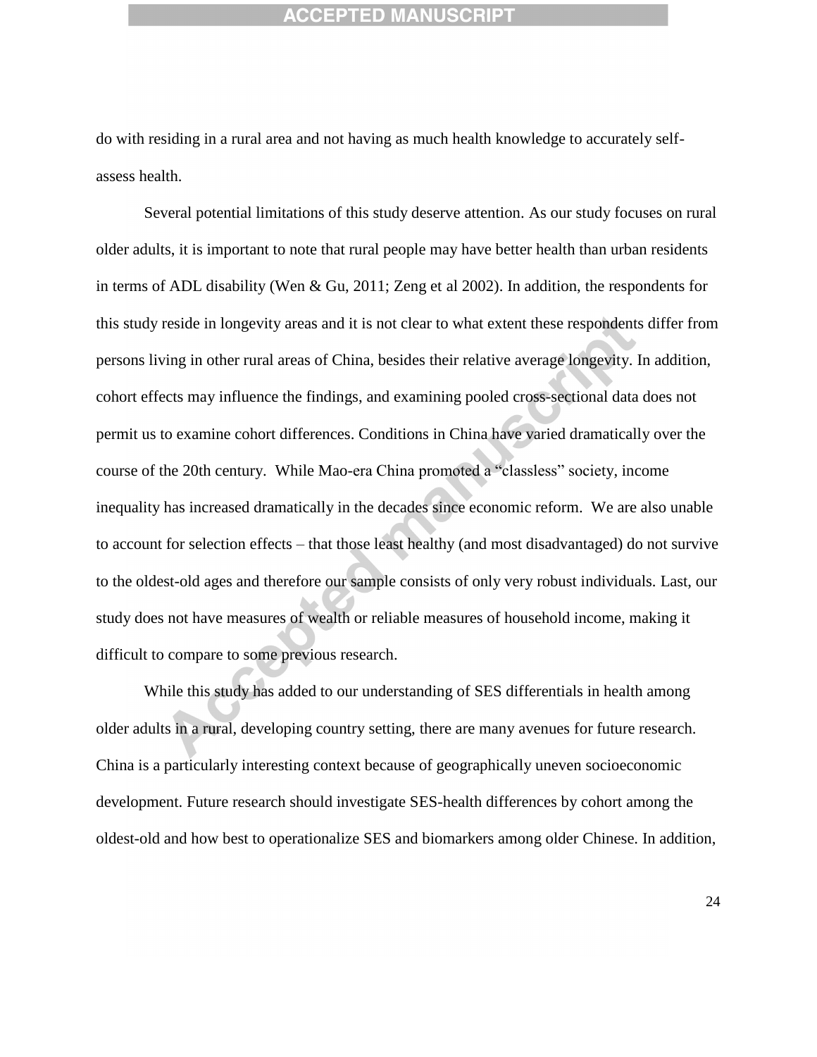do with residing in a rural area and not having as much health knowledge to accurately self-assess health.

Several potential limitations of this study deserve attention. As our study focuses on rural older adults, it is important to note that rural people may have better health than urban residents in terms of ADL disability (Wen & Gu, 2011; Zeng et al 2002). In addition, the respondents for this study reside in longevity areas and it is not clear to what extent these respondents differ from persons living in other rural areas of China, besides their relative average longevity. In addition, cohort effects may influence the findings, and examining pooled cross-sectional data does not permit us to examine cohort differences. Conditions in China have varied dramatically over the course of the 20th century. While Mao-era China promoted a "classless" society, income inequality has increased dramatically in the decades since economic reform. We are also unable to account for selection effects – that those least healthy (and most disadvantaged) do not survive to the oldest-old ages and therefore our sample consists of only very robust individuals. Last, our study does not have measures of wealth or reliable measures of household income, making it difficult to compare to some previous research.

While this study has added to our understanding of SES differentials in health among older adults in a rural, developing country setting, there are many avenues for future research. China is a particularly interesting context because of geographically uneven socioeconomic development. Future research should investigate SES-health differences by cohort among the oldest-old and how best to operationalize SES and biomarkers among older Chinese. In addition,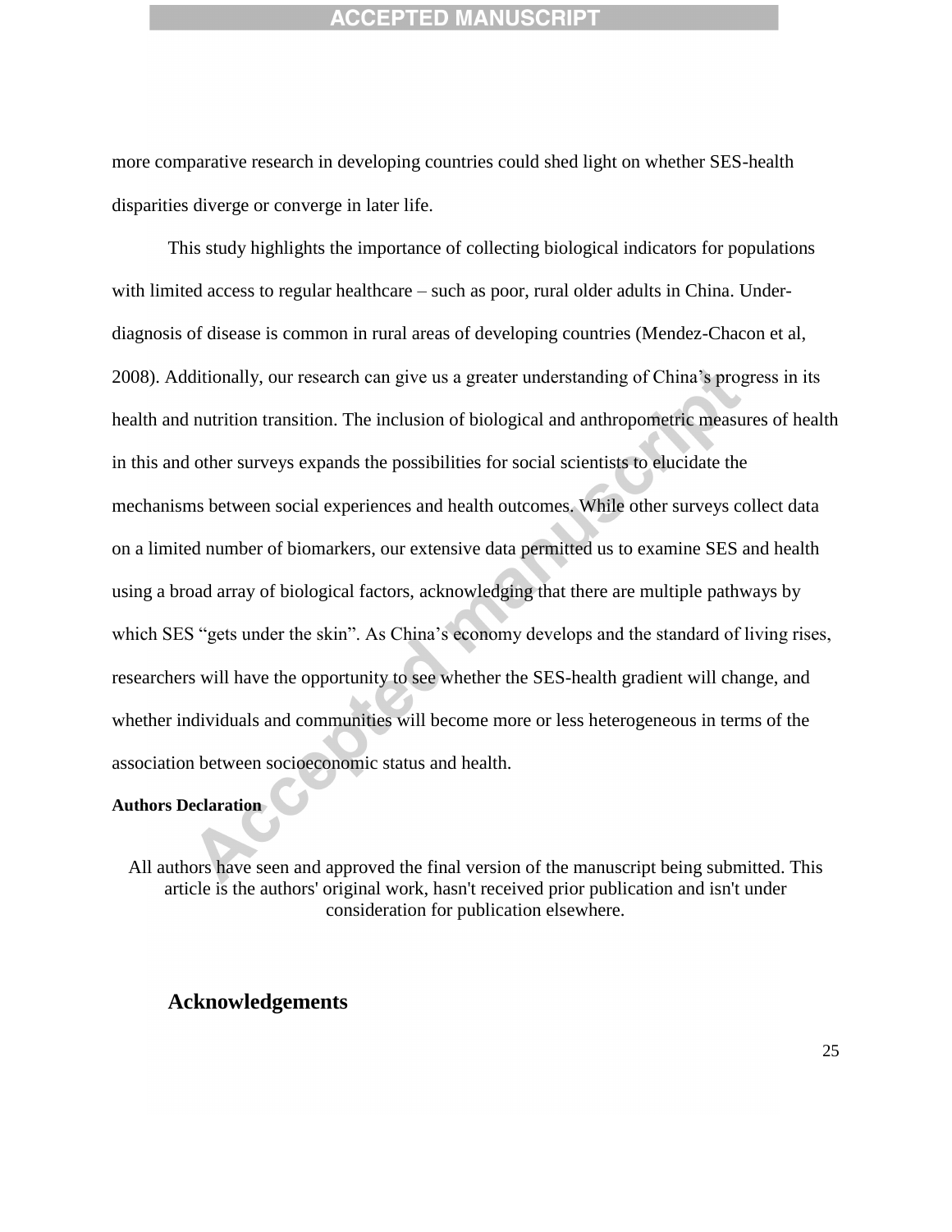more comparative research in developing countries could shed light on whether SES-health disparities diverge or converge in later life.

This study highlights the importance of collecting biological indicators for populations with limited access to regular healthcare – such as poor, rural older adults in China. Under-diagnosis of disease is common in rural areas of developing countries (Mendez-Chacon et al, 2008). Additionally, our research can give us a greater understanding of China's progress in its health and nutrition transition. The inclusion of biological and anthropometric measures of health in this and other surveys expands the possibilities for social scientists to elucidate the mechanisms between social experiences and health outcomes. While other surveys collect data on a limited number of biomarkers, our extensive data permitted us to examine SES and health using a broad array of biological factors, acknowledging that there are multiple pathways by which SES "gets under the skin". As China's economy develops and the standard of living rises, researchers will have the opportunity to see whether the SES-health gradient will change, and whether individuals and communities will become more or less heterogeneous in terms of the association between socioeconomic status and health.

**Authors Declaration**

All authors have seen and approved the final version of the manuscript being submitted. This article is the authors' original work, hasn't received prior publication and isn't under consideration for publication elsewhere.

## Acknowledgements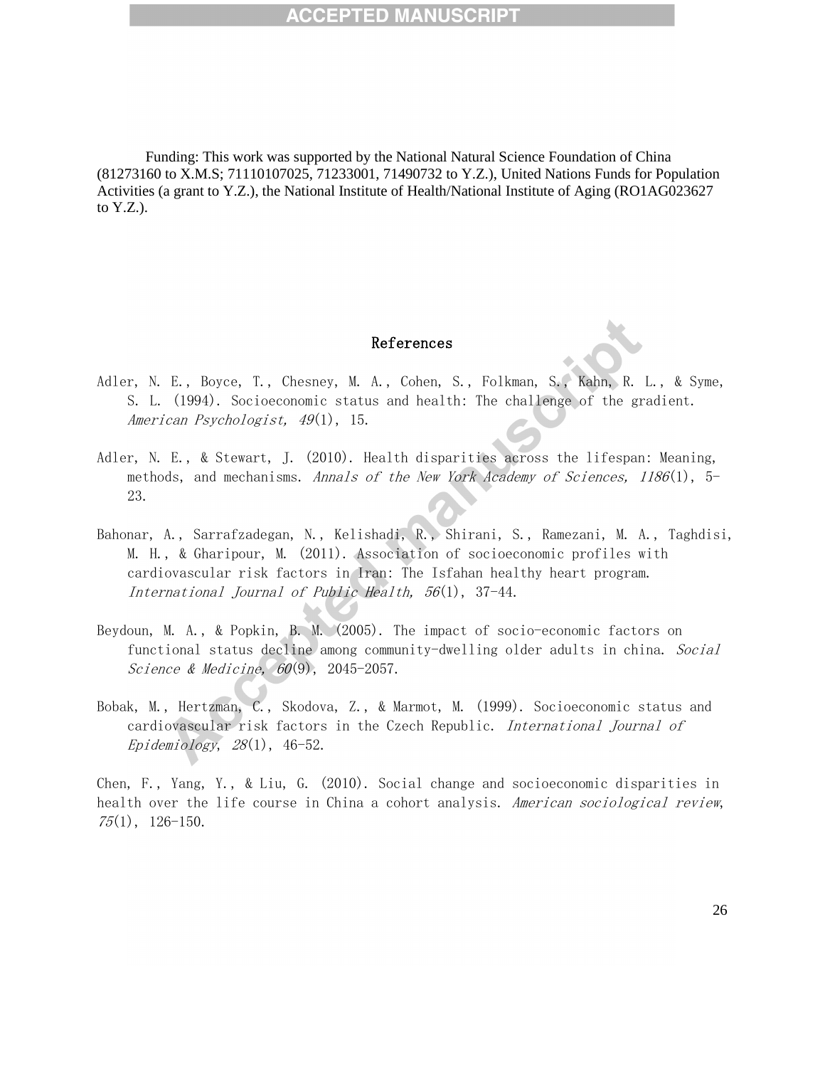Funding: This work was supported by the National Natural Science Foundation of China (81273160 to X.M.S; 71110107025, 71233001, 71490732 to Y.Z.), United Nations Funds for Population Activities (a grant to Y.Z.), the National Institute of Health/National Institute of Aging (RO1AG023627 to Y.Z.).

## References

Adler, N. E., Boyce, T., Chesney, M. A., Cohen, S., Folkman, S., Kahn, R. L., & Syme, S. L. (1994). Socioeconomic status and health: The challenge of the gradient. *American Psychologist, 49*(1), 15.

Adler, N. E., & Stewart, J. (2010). Health disparities across the lifespan: Meaning, methods, and mechanisms. *Annals of the New York Academy of Sciences, 1186*(1), 5-23.

Bahonar, A., Sarrafzadegan, N., Kelishadi, R., Shirani, S., Ramezani, M. A., Taghdisi, M. H., & Gharipour, M. (2011). Association of socioeconomic profiles with cardiovascular risk factors in Iran: The Isfahan healthy heart program. *International Journal of Public Health, 56*(1), 37-44.

Beydoun, M. A., & Popkin, B. M. (2005). The impact of socio-economic factors on functional status decline among community-dwelling older adults in china. *Social Science & Medicine, 60*(9), 2045-2057.

Bobak, M., Hertzman, C., Skodova, Z., & Marmot, M. (1999). Socioeconomic status and cardiovascular risk factors in the Czech Republic. *International Journal of Epidemiology, 28*(1), 46-52.

Chen, F., Yang, Y., & Liu, G. (2010). Social change and socioeconomic disparities in health over the life course in China a cohort analysis. *American sociological review, 75*(1), 126-150.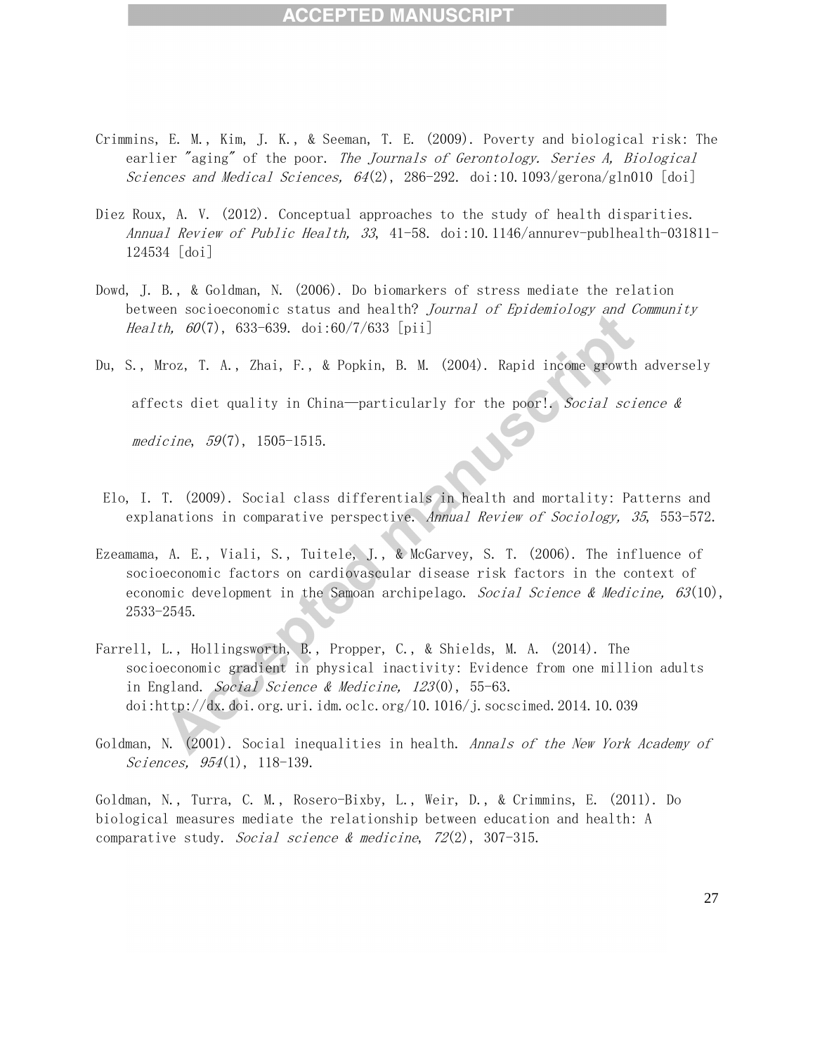Crimmins, E. M., Kim, J. K., & Seeman, T. E. (2009). Poverty and biological risk: The earlier "aging" of the poor. *The Journals of Gerontology. Series A, Biological Sciences and Medical Sciences, 64*(2), 286-292. doi:10.1093/gerona/gln010 [doi]

Diez Roux, A. V. (2012). Conceptual approaches to the study of health disparities. *Annual Review of Public Health, 33*, 41-58. doi:10.1146/annurev-publhealth-031811-124534 [doi]

Dowd, J. B., & Goldman, N. (2006). Do biomarkers of stress mediate the relation between socioeconomic status and health? *Journal of Epidemiology and Community Health, 60*(7), 633-639. doi:60/7/633 [pii]

Du, S., Mroz, T. A., Zhai, F., & Popkin, B. M. (2004). Rapid income growth adversely affects diet quality in China—particularly for the poor!. *Social science & medicine*, *59*(7), 1505-1515.

Elo, I. T. (2009). Social class differentials in health and mortality: Patterns and explanations in comparative perspective. *Annual Review of Sociology, 35*, 553-572.

Ezeamama, A. E., Viali, S., Tuitele, J., & McGarvey, S. T. (2006). The influence of socioeconomic factors on cardiovascular disease risk factors in the context of economic development in the Samoan archipelago. *Social Science & Medicine, 63*(10), 2533-2545.

Farrell, L., Hollingsworth, B., Propper, C., & Shields, M. A. (2014). The socioeconomic gradient in physical inactivity: Evidence from one million adults in England. *Social Science & Medicine, 123*(0), 55-63. doi:http://dx.doi.org.uri.idm.oclc.org/10.1016/j.socscimed.2014.10.039

Goldman, N. (2001). Social inequalities in health. *Annals of the New York Academy of Sciences, 954*(1), 118-139.

Goldman, N., Turra, C. M., Rosero-Bixby, L., Weir, D., & Crimmins, E. (2011). Do biological measures mediate the relationship between education and health: A comparative study. *Social science & medicine*, *72*(2), 307-315.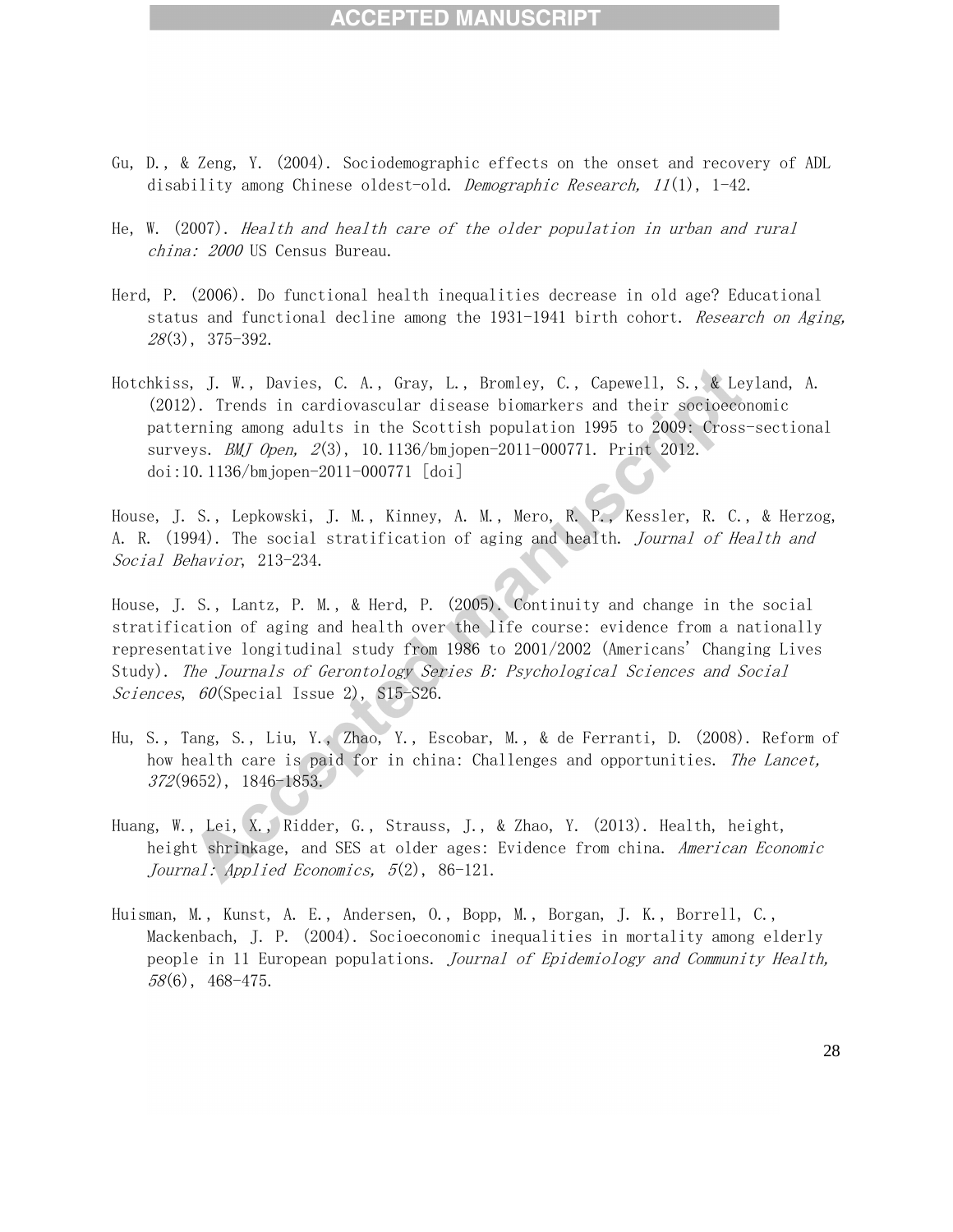Gu, D., & Zeng, Y. (2004). Sociodemographic effects on the onset and recovery of ADL disability among Chinese oldest-old. *Demographic Research, 11*(1), 1-42.

He, W. (2007). *Health and health care of the older population in urban and rural china: 2000* US Census Bureau.

Herd, P. (2006). Do functional health inequalities decrease in old age? Educational status and functional decline among the 1931-1941 birth cohort. *Research on Aging, 28*(3), 375-392.

Hotchkiss, J. W., Davies, C. A., Gray, L., Bromley, C., Capewell, S., & Leyland, A. (2012). Trends in cardiovascular disease biomarkers and their socioeconomic patterning among adults in the Scottish population 1995 to 2009: Cross-sectional surveys. *BMJ Open, 2*(3), 10.1136/bmjopen-2011-000771. Print 2012. doi:10.1136/bmjopen-2011-000771 [doi]

House, J. S., Lepkowski, J. M., Kinney, A. M., Mero, R. P., Kessler, R. C., & Herzog, A. R. (1994). The social stratification of aging and health. *Journal of Health and Social Behavior*, 213-234.

House, J. S., Lantz, P. M., & Herd, P. (2005). Continuity and change in the social stratification of aging and health over the life course: evidence from a nationally representative longitudinal study from 1986 to 2001/2002 (Americans' Changing Lives Study). *The Journals of Gerontology Series B: Psychological Sciences and Social Sciences*, *60*(Special Issue 2), S15-S26.

Hu, S., Tang, S., Liu, Y., Zhao, Y., Escobar, M., & de Ferranti, D. (2008). Reform of how health care is paid for in china: Challenges and opportunities. *The Lancet, 372*(9652), 1846-1853.

Huang, W., Lei, X., Ridder, G., Strauss, J., & Zhao, Y. (2013). Health, height, height shrinkage, and SES at older ages: Evidence from china. *American Economic Journal: Applied Economics, 5*(2), 86-121.

Huisman, M., Kunst, A. E., Andersen, O., Bopp, M., Borgan, J. K., Borrell, C., Mackenbach, J. P. (2004). Socioeconomic inequalities in mortality among elderly people in 11 European populations. *Journal of Epidemiology and Community Health, 58*(6), 468-475.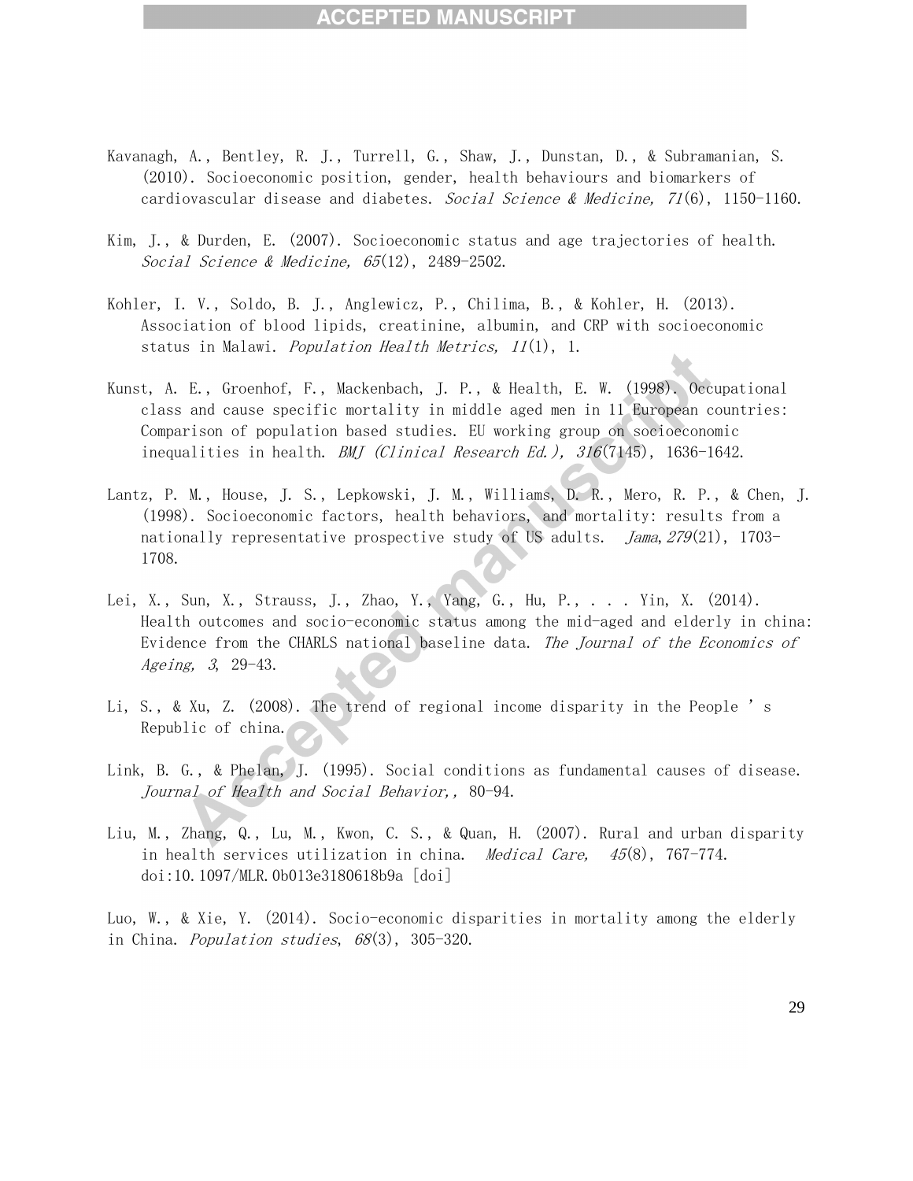Kavanagh, A., Bentley, R. J., Turrell, G., Shaw, J., Dunstan, D., & Subramanian, S. (2010). Socioeconomic position, gender, health behaviours and biomarkers of cardiovascular disease and diabetes. *Social Science & Medicine, 71*(6), 1150-1160.

Kim, J., & Durden, E. (2007). Socioeconomic status and age trajectories of health. *Social Science & Medicine, 65*(12), 2489-2502.

Kohler, I. V., Soldo, B. J., Anglewicz, P., Chilima, B., & Kohler, H. (2013). Association of blood lipids, creatinine, albumin, and CRP with socioeconomic status in Malawi. *Population Health Metrics, 11*(1), 1.

Kunst, A. E., Groenhof, F., Mackenbach, J. P., & Health, E. W. (1998). Occupational class and cause specific mortality in middle aged men in 11 European countries: Comparison of population based studies. EU working group on socioeconomic inequalities in health. *BMJ (Clinical Research Ed.), 316*(7145), 1636-1642.

Lantz, P. M., House, J. S., Lepkowski, J. M., Williams, D. R., Mero, R. P., & Chen, J. (1998). Socioeconomic factors, health behaviors, and mortality: results from a nationally representative prospective study of US adults. *Jama,279*(21), 1703-1708.

Lei, X., Sun, X., Strauss, J., Zhao, Y., Yang, G., Hu, P., . . . Yin, X. (2014). Health outcomes and socio-economic status among the mid-aged and elderly in china: Evidence from the CHARLS national baseline data. *The Journal of the Economics of Ageing, 3*, 29-43.

Li, S., & Xu, Z. (2008). The trend of regional income disparity in the People ' s Republic of china.

Link, B. G., & Phelan, J. (1995). Social conditions as fundamental causes of disease. *Journal of Health and Social Behavior,*, 80-94.

Liu, M., Zhang, Q., Lu, M., Kwon, C. S., & Quan, H. (2007). Rural and urban disparity in health services utilization in china. *Medical Care, 45*(8), 767-774. doi:10.1097/MLR.0b013e3180618b9a [doi]

Luo, W., & Xie, Y. (2014). Socio-economic disparities in mortality among the elderly in China. *Population studies*, *68*(3), 305-320.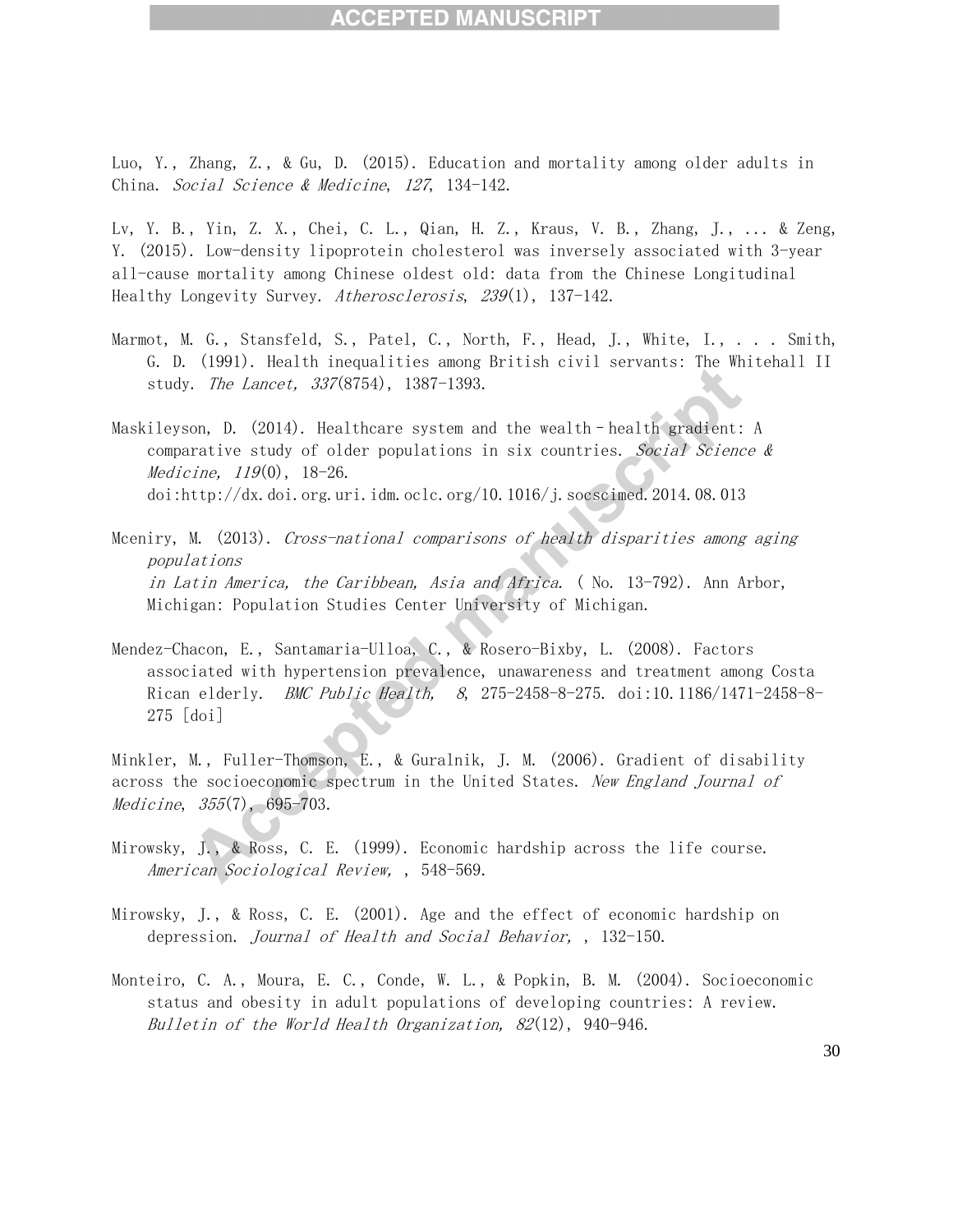Luo, Y., Zhang, Z., & Gu, D. (2015). Education and mortality among older adults in China. *Social Science & Medicine*, *127*, 134-142.

Lv, Y. B., Yin, Z. X., Chei, C. L., Qian, H. Z., Kraus, V. B., Zhang, J., ... & Zeng, Y. (2015). Low-density lipoprotein cholesterol was inversely associated with 3-year all-cause mortality among Chinese oldest old: data from the Chinese Longitudinal Healthy Longevity Survey. *Atherosclerosis*, *239*(1), 137-142.

Marmot, M. G., Stansfeld, S., Patel, C., North, F., Head, J., White, I., . . . Smith, G. D. (1991). Health inequalities among British civil servants: The Whitehall II study. *The Lancet, 337*(8754), 1387-1393.

Maskileyson, D. (2014). Healthcare system and the wealth–health gradient: A comparative study of older populations in six countries. *Social Science & Medicine, 119*(0), 18-26. doi:http://dx.doi.org.uri.idm.oclc.org/10.1016/j.socscimed.2014.08.013

Mceniry, M. (2013). *Cross-national comparisons of health disparities among aging populations in Latin America, the Caribbean, Asia and Africa.* ( No. 13-792). Ann Arbor, Michigan: Population Studies Center University of Michigan.

Mendez-Chacon, E., Santamaria-Ulloa, C., & Rosero-Bixby, L. (2008). Factors associated with hypertension prevalence, unawareness and treatment among Costa Rican elderly. *BMC Public Health, 8*, 275-2458-8-275. doi:10.1186/1471-2458-8-275 [doi]

Minkler, M., Fuller-Thomson, E., & Guralnik, J. M. (2006). Gradient of disability across the socioeconomic spectrum in the United States. *New England Journal of Medicine*, *355*(7), 695-703.

Mirowsky, J., & Ross, C. E. (1999). Economic hardship across the life course. *American Sociological Review,* , 548-569.

Mirowsky, J., & Ross, C. E. (2001). Age and the effect of economic hardship on depression. *Journal of Health and Social Behavior,* , 132-150.

Monteiro, C. A., Moura, E. C., Conde, W. L., & Popkin, B. M. (2004). Socioeconomic status and obesity in adult populations of developing countries: A review. *Bulletin of the World Health Organization, 82*(12), 940-946.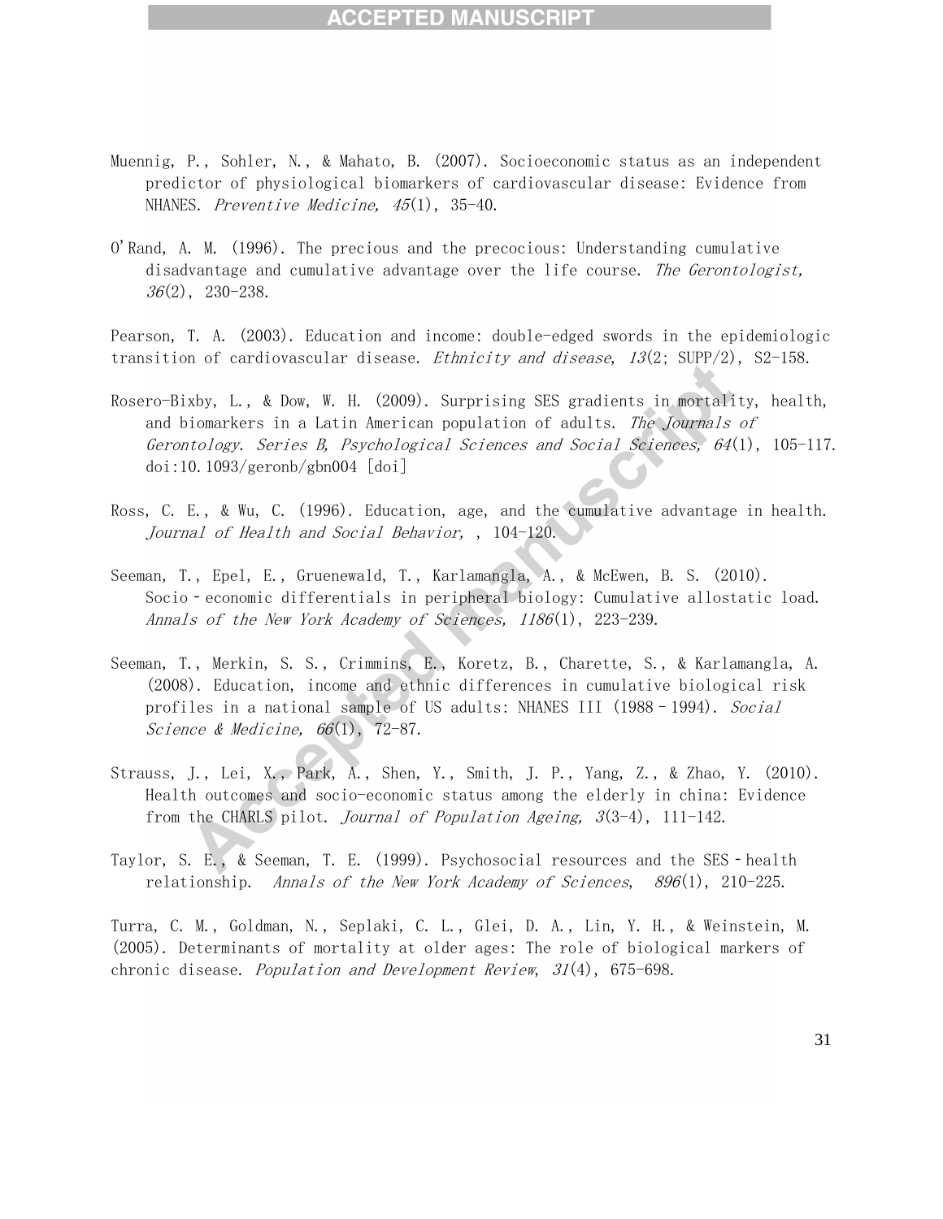Muennig, P., Sohler, N., & Mahato, B. (2007). Socioeconomic status as an independent predictor of physiological biomarkers of cardiovascular disease: Evidence from NHANES. *Preventive Medicine, 45*(1), 35-40.

O'Rand, A. M. (1996). The precious and the precocious: Understanding cumulative disadvantage and cumulative advantage over the life course. *The Gerontologist, 36*(2), 230-238.

Pearson, T. A. (2003). Education and income: double-edged swords in the epidemiologic transition of cardiovascular disease. *Ethnicity and disease*, *13*(2; SUPP/2), S2-158.

Rosero-Bixby, L., & Dow, W. H. (2009). Surprising SES gradients in mortality, health, and biomarkers in a Latin American population of adults. *The Journals of Gerontology. Series B, Psychological Sciences and Social Sciences, 64*(1), 105-117. doi:10.1093/geronb/gbn004 [doi]

Ross, C. E., & Wu, C. (1996). Education, age, and the cumulative advantage in health. *Journal of Health and Social Behavior,* , 104-120.

Seeman, T., Epel, E., Gruenewald, T., Karlamangla, A., & McEwen, B. S. (2010). Socio‐economic differentials in peripheral biology: Cumulative allostatic load. *Annals of the New York Academy of Sciences, 1186*(1), 223-239.

Seeman, T., Merkin, S. S., Crimmins, E., Koretz, B., Charette, S., & Karlamangla, A. (2008). Education, income and ethnic differences in cumulative biological risk profiles in a national sample of US adults: NHANES III (1988–1994). *Social Science & Medicine, 66*(1), 72-87.

Strauss, J., Lei, X., Park, A., Shen, Y., Smith, J. P., Yang, Z., & Zhao, Y. (2010). Health outcomes and socio-economic status among the elderly in china: Evidence from the CHARLS pilot. *Journal of Population Ageing, 3*(3-4), 111-142.

Taylor, S. E., & Seeman, T. E. (1999). Psychosocial resources and the SES‐health relationship. *Annals of the New York Academy of Sciences*, *896*(1), 210-225.

Turra, C. M., Goldman, N., Seplaki, C. L., Glei, D. A., Lin, Y. H., & Weinstein, M. (2005). Determinants of mortality at older ages: The role of biological markers of chronic disease. *Population and Development Review*, *31*(4), 675-698.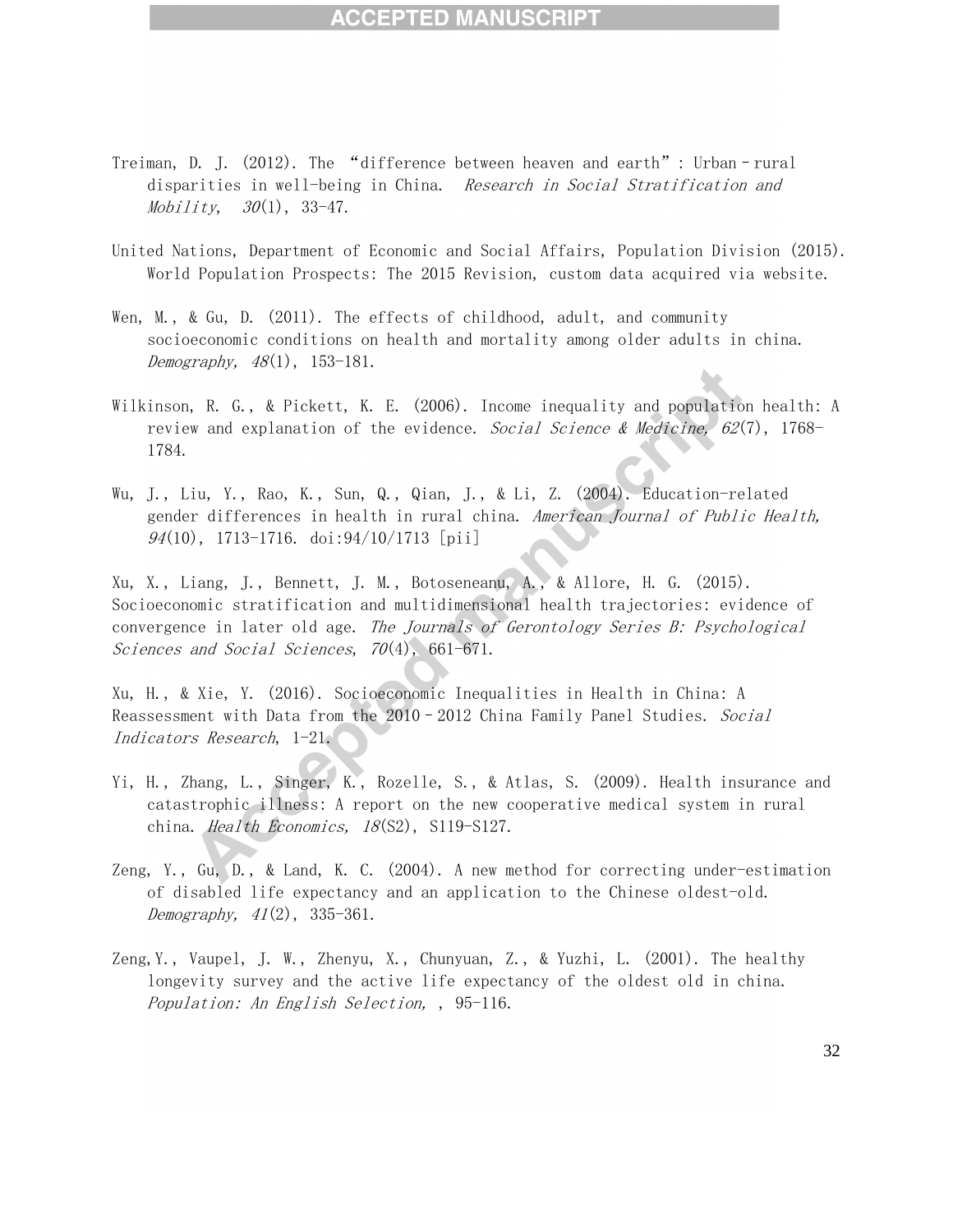Treiman, D. J. (2012). The "difference between heaven and earth": Urban–rural disparities in well-being in China. *Research in Social Stratification and Mobility*, *30*(1), 33-47.

United Nations, Department of Economic and Social Affairs, Population Division (2015). World Population Prospects: The 2015 Revision, custom data acquired via website.

Wen, M., & Gu, D. (2011). The effects of childhood, adult, and community socioeconomic conditions on health and mortality among older adults in china. *Demography, 48*(1), 153-181.

Wilkinson, R. G., & Pickett, K. E. (2006). Income inequality and population health: A review and explanation of the evidence. *Social Science & Medicine, 62*(7), 1768-1784.

Wu, J., Liu, Y., Rao, K., Sun, Q., Qian, J., & Li, Z. (2004). Education-related gender differences in health in rural china. *American Journal of Public Health, 94*(10), 1713-1716. doi:94/10/1713 [pii]

Xu, X., Liang, J., Bennett, J. M., Botoseneanu, A., & Allore, H. G. (2015). Socioeconomic stratification and multidimensional health trajectories: evidence of convergence in later old age. *The Journals of Gerontology Series B: Psychological Sciences and Social Sciences*, *70*(4), 661-671.

Xu, H., & Xie, Y. (2016). Socioeconomic Inequalities in Health in China: A Reassessment with Data from the 2010–2012 China Family Panel Studies. *Social Indicators Research*, 1-21.

Yi, H., Zhang, L., Singer, K., Rozelle, S., & Atlas, S. (2009). Health insurance and catastrophic illness: A report on the new cooperative medical system in rural china. *Health Economics, 18*(S2), S119-S127.

Zeng, Y., Gu, D., & Land, K. C. (2004). A new method for correcting under-estimation of disabled life expectancy and an application to the Chinese oldest-old. *Demography, 41*(2), 335-361.

Zeng,Y., Vaupel, J. W., Zhenyu, X., Chunyuan, Z., & Yuzhi, L. (2001). The healthy longevity survey and the active life expectancy of the oldest old in china. *Population: An English Selection,* , 95-116.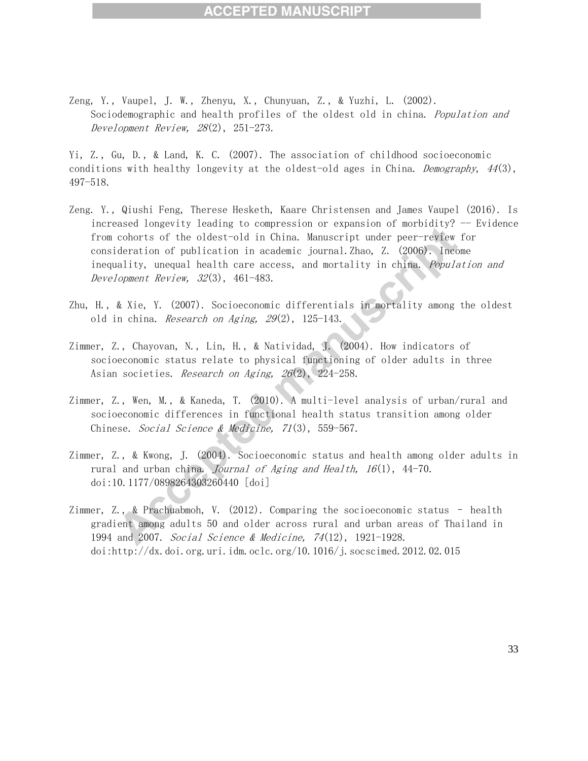Zeng, Y., Vaupel, J. W., Zhenyu, X., Chunyuan, Z., & Yuzhi, L. (2002). Sociodemographic and health profiles of the oldest old in china. *Population and Development Review, 28*(2), 251-273.

Yi, Z., Gu, D., & Land, K. C. (2007). The association of childhood socioeconomic conditions with healthy longevity at the oldest-old ages in China. *Demography*, *44*(3), 497-518.

Zeng. Y., Qiushi Feng, Therese Hesketh, Kaare Christensen and James Vaupel (2016). Is increased longevity leading to compression or expansion of morbidity? -- Evidence from cohorts of the oldest-old in China. Manuscript under peer-review for consideration of publication in academic journal.Zhao, Z. (2006). Income inequality, unequal health care access, and mortality in china. *Population and Development Review, 32*(3), 461-483.

Zhu, H., & Xie, Y. (2007). Socioeconomic differentials in mortality among the oldest old in china. *Research on Aging, 29*(2), 125-143.

Zimmer, Z., Chayovan, N., Lin, H., & Natividad, J. (2004). How indicators of socioeconomic status relate to physical functioning of older adults in three Asian societies. *Research on Aging, 26*(2), 224-258.

Zimmer, Z., Wen, M., & Kaneda, T. (2010). A multi-level analysis of urban/rural and socioeconomic differences in functional health status transition among older Chinese. *Social Science & Medicine, 71*(3), 559-567.

Zimmer, Z., & Kwong, J. (2004). Socioeconomic status and health among older adults in rural and urban china. *Journal of Aging and Health, 16*(1), 44-70. doi:10.1177/0898264303260440 [doi]

Zimmer, Z., & Prachuabmoh, V. (2012). Comparing the socioeconomic status – health gradient among adults 50 and older across rural and urban areas of Thailand in 1994 and 2007. *Social Science & Medicine, 74*(12), 1921-1928. doi:http://dx.doi.org.uri.idm.oclc.org/10.1016/j.socscimed.2012.02.015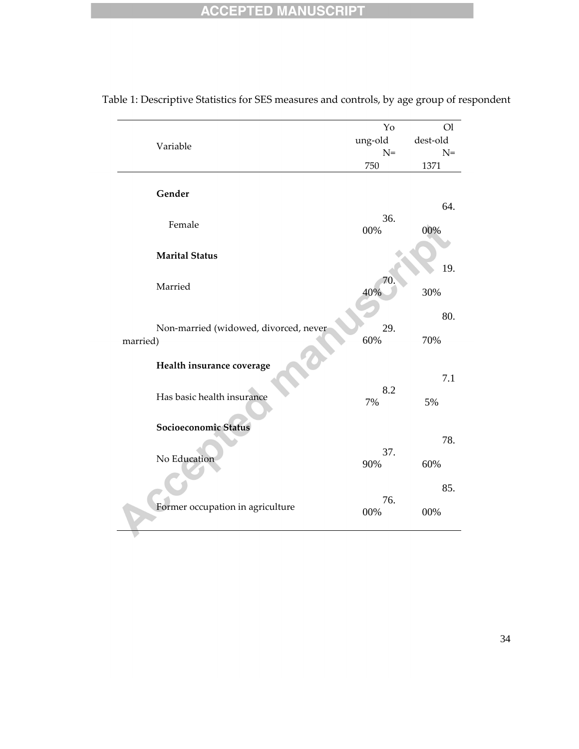Table 1: Descriptive Statistics for SES measures and controls, by age group of respondent

| Variable | Young-old N=750 | Oldest-old N=1371 |
|---|---|---|
| **Gender** | | |
| Female | 36.00% | 64.00% |
| **Marital Status** | | |
| Married | 70.40% | 19.30% |
| Non-married (widowed, divorced, never married) | 29.60% | 80.70% |
| **Health insurance coverage** | | |
| Has basic health insurance | 8.27% | 7.15% |
| **Socioeconomic Status** | | |
| No Education | 37.90% | 78.60% |
| Former occupation in agriculture | 76.00% | 85.00% |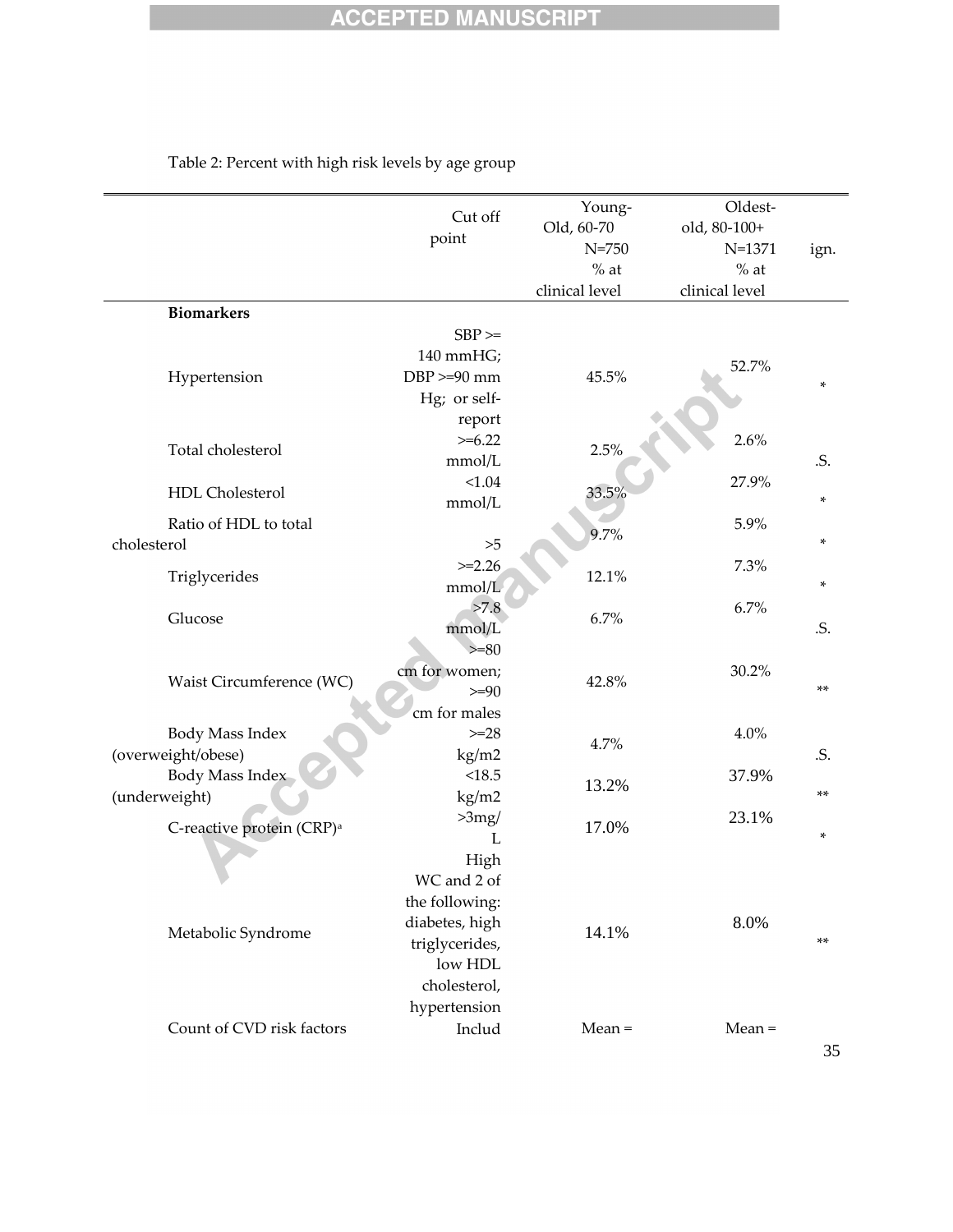Table 2: Percent with high risk levels by age group

| | Cut off point | Young-Old, 60-70 N=750 % at clinical level | Oldest-old, 80-100+ N=1371 % at clinical level | ign. |
|---|---|---|---|---|
| **Biomarkers** | | | | |
| Hypertension | SBP >= 140 mmHG; DBP >=90 mm Hg; or self-report | 45.5% | 52.7% | * |
| Total cholesterol | >=6.22 mmol/L | 2.5% | 2.6% | .S. |
| HDL Cholesterol | <1.04 mmol/L | 33.5% | 27.9% | * |
| Ratio of HDL to total cholesterol | >5 | 9.7% | 5.9% | * |
| Triglycerides | >=2.26 mmol/L | 12.1% | 7.3% | * |
| Glucose | >7.8 mmol/L | 6.7% | 6.7% | .S. |
| Waist Circumference (WC) | >=80 cm for women; >=90 cm for males | 42.8% | 30.2% | ** |
| Body Mass Index (overweight/obese) | >=28 kg/m2 | 4.7% | 4.0% | .S. |
| Body Mass Index (underweight) | <18.5 kg/m2 | 13.2% | 37.9% | ** |
| C-reactive protein (CRP)[a] | >3mg/L | 17.0% | 23.1% | * |
| Metabolic Syndrome | High WC and 2 of the following: diabetes, high triglycerides, low HDL cholesterol, hypertension | 14.1% | 8.0% | ** |
| Count of CVD risk factors | Includ | Mean = | Mean = | |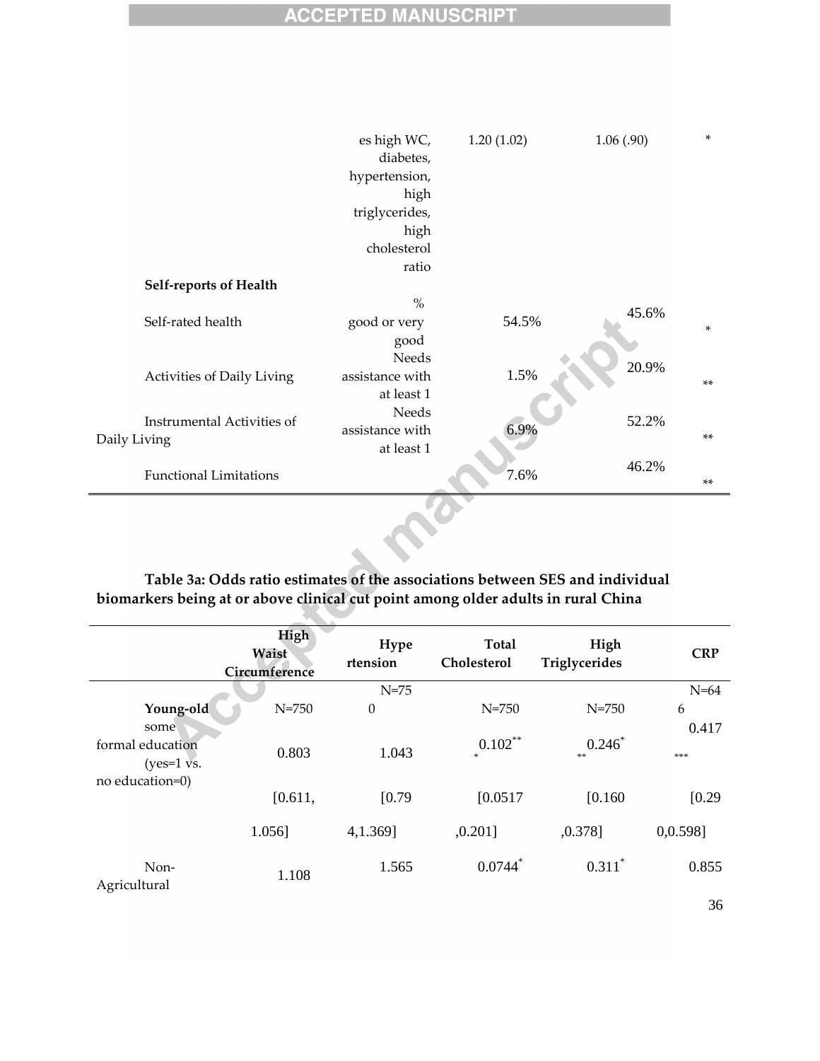| | | | | |
|---|---|---|---|---|
| | es high WC, diabetes, hypertension, high triglycerides, high cholesterol ratio | 1.20 (1.02) | 1.06 (.90) | * |
| **Self-reports of Health** | | | | |
| Self-rated health | % good or very good | 54.5% | 45.6% | * |
| Activities of Daily Living | Needs assistance with at least 1 | 1.5% | 20.9% | ** |
| Instrumental Activities of Daily Living | Needs assistance with at least 1 | 6.9% | 52.2% | ** |
| Functional Limitations | | 7.6% | 46.2% | ** |

**Table 3a: Odds ratio estimates of the associations between SES and individual biomarkers being at or above clinical cut point among older adults in rural China**

| | High Waist Circumference | Hypertension | Total Cholesterol | High Triglycerides | CRP |
|---|---|---|---|---|---|
| **Young-old** | N=750 | N=750 | N=750 | N=750 | N=646 |
| some formal education (yes=1 vs. no education=0) | 0.803 | 1.043 | 0.102*** | 0.246*** | 0.417*** |
| | [0.611, 1.056] | [0.794,1.369] | [0.0517,0.201] | [0.160,0.378] | [0.290,0.598] |
| Non-Agricultural | 1.108 | 1.565 | 0.0744* | 0.311* | 0.855 |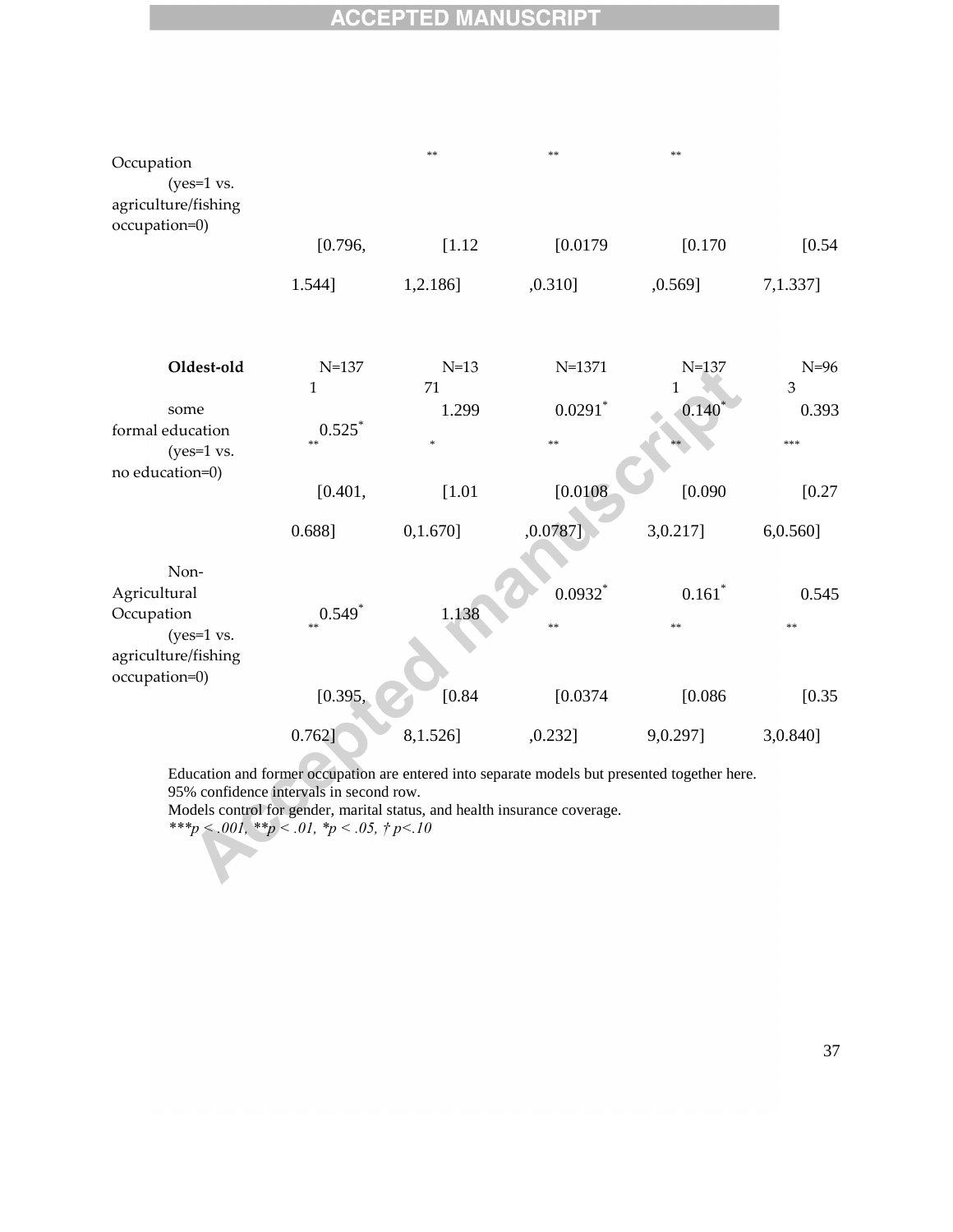| | | | | | |
|---|---|---|---|---|---|
| Occupation (yes=1 vs. agriculture/fishing occupation=0) | | ** | ** | ** | |
| | [0.796, 1.544] | [1.121,2.186] | [0.0179,0.310] | [0.170,0.569] | [0.547,1.337] |
| **Oldest-old** | N=1371 | N=1371 | N=1371 | N=1371 | N=963 |
| some formal education (yes=1 vs. no education=0) | 0.525*** | 1.299* | 0.0291*** | 0.140*** | 0.393*** |
| | [0.401, 0.688] | [1.010,1.670] | [0.0108,0.0787] | [0.0903,0.217] | [0.276,0.560] |
| Non-Agricultural Occupation (yes=1 vs. agriculture/fishing occupation=0) | 0.549*** | 1.138 | 0.0932*** | 0.161*** | 0.545** |
| | [0.395, 0.762] | [0.848,1.526] | [0.0374,0.232] | [0.0869,0.297] | [0.353,0.840] |

Education and former occupation are entered into separate models but presented together here.
95% confidence intervals in second row.
Models control for gender, marital status, and health insurance coverage.
*\*\*\*p < .001, \*\*p < .01, \*p < .05, † p<.10*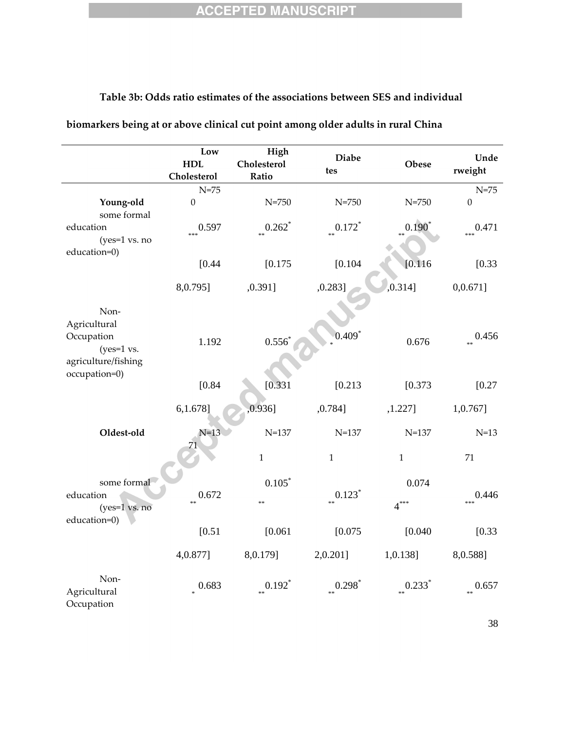**Table 3b: Odds ratio estimates of the associations between SES and individual biomarkers being at or above clinical cut point among older adults in rural China**

| | Low HDL Cholesterol | High Cholesterol Ratio | Diabetes | Obese | Underweight |
|---|---|---|---|---|---|
| **Young-old** | N=750 | N=750 | N=750 | N=750 | N=750 |
| some formal education (yes=1 vs. no education=0) | 0.597*** | 0.262*** | 0.172*** | 0.190*** | 0.471*** |
| | [0.448,0.795] | [0.175,0.391] | [0.104,0.283] | [0.116,0.314] | [0.330,0.671] |
| Non-Agricultural Occupation (yes=1 vs. agriculture/fishing occupation=0) | 1.192 | 0.556* | 0.409** | 0.676 | 0.456** |
| | [0.846,1.678] | [0.331,0.936] | [0.213,0.784] | [0.373,1.227] | [0.271,0.767] |
| **Oldest-old** | N=1371 | N=1371 | N=1371 | N=1371 | N=1371 |
| some formal education (yes=1 vs. no education=0) | 0.672** | 0.105*** | 0.123*** | 0.0744*** | 0.446*** |
| | [0.514,0.877] | [0.0618,0.179] | [0.0752,0.201] | [0.0401,0.138] | [0.338,0.588] |
| Non-Agricultural Occupation | 0.683* | 0.192*** | 0.298*** | 0.233*** | 0.657** |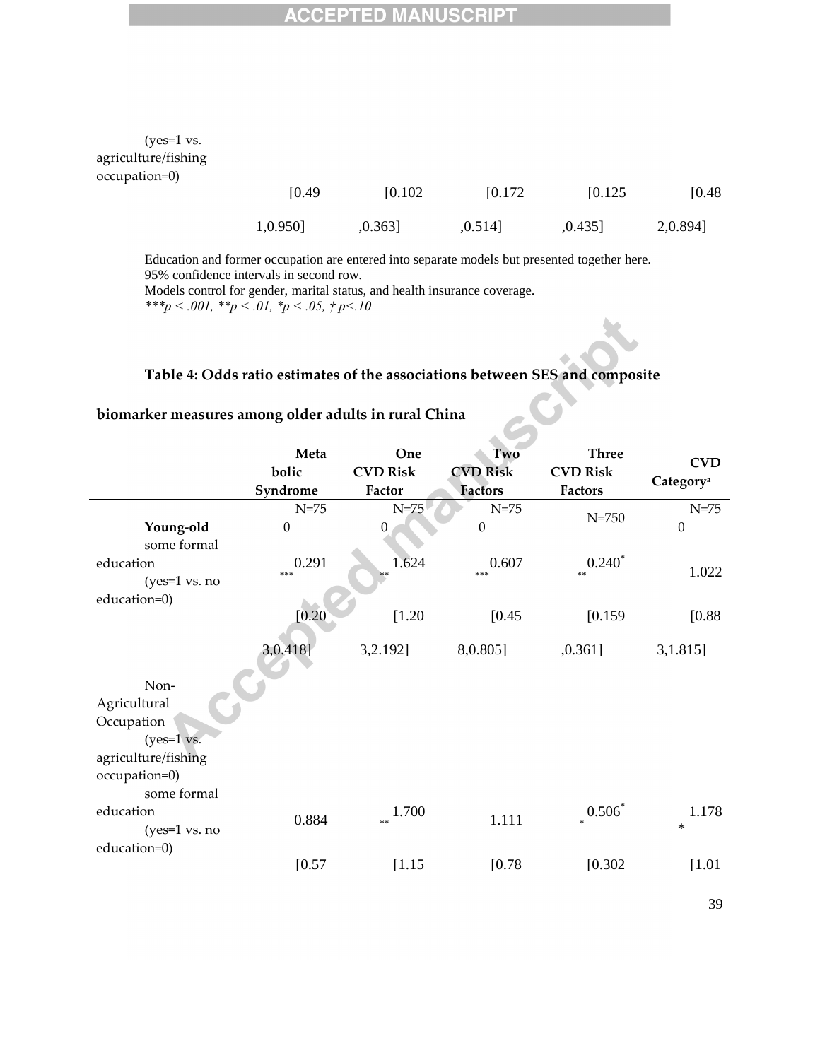| | | | | | |
|---|---|---|---|---|---|
| (yes=1 vs. agriculture/fishing occupation=0) | | | | | |
| | [0.491,0.950] | [0.102,0.363] | [0.172,0.514] | [0.125,0.435] | [0.482,0.894] |

Education and former occupation are entered into separate models but presented together here.
95% confidence intervals in second row.
Models control for gender, marital status, and health insurance coverage.
*\*\*\*p < .001, \*\*p < .01, \*p < .05, † p<.10*

**Table 4: Odds ratio estimates of the associations between SES and composite biomarker measures among older adults in rural China**

| | Metabolic Syndrome | One CVD Risk Factor | Two CVD Risk Factors | Three CVD Risk Factors | CVD Category[a] |
|---|---|---|---|---|---|
| **Young-old** | N=750 | N=750 | N=750 | N=750 | N=750 |
| some formal education (yes=1 vs. no education=0) | 0.291*** | 1.624** | 0.607*** | 0.240*** | 1.022 |
| | [0.203,0.418] | [1.203,2.192] | [0.458,0.805] | [0.159,0.361] | [0.883,1.815] |
| Non-Agricultural Occupation (yes=1 vs. agriculture/fishing occupation=0) | | | | | |
| some formal education (yes=1 vs. no education=0) | 0.884 | 1.700** | 1.111 | 0.506** | 1.178* |
| | [0.57 | [1.15 | [0.78 | [0.302 | [1.01 |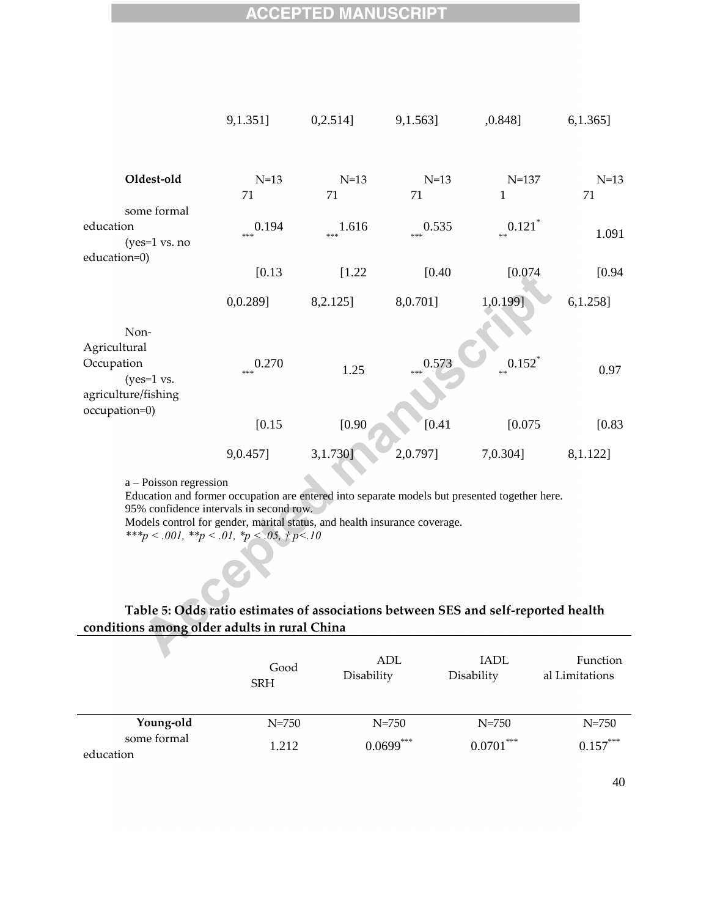| | | | | | |
|---|---|---|---|---|---|
| | 9,1.351] | 0,2.514] | 9,1.563] | ,0.848] | 6,1.365] |
| **Oldest-old** | N=1371 | N=1371 | N=1371 | N=1371 | N=1371 |
| some formal education (yes=1 vs. no education=0) | 0.194*** | 1.616*** | 0.535*** | 0.121*** | 1.091 |
| | [0.130,0.289] | [1.228,2.125] | [0.408,0.701] | [0.0741,0.199] | [0.946,1.258] |
| Non-Agricultural Occupation (yes=1 vs. agriculture/fishing occupation=0) | 0.270*** | 1.25 | 0.573*** | 0.152*** | 0.97 |
| | [0.159,0.457] | [0.903,1.730] | [0.412,0.797] | [0.0757,0.304] | [0.838,1.122] |

a – Poisson regression
Education and former occupation are entered into separate models but presented together here.
95% confidence intervals in second row.
Models control for gender, marital status, and health insurance coverage.
*\*\*\*p < .001, \*\*p < .01, \*p < .05, † p<.10*

**Table 5: Odds ratio estimates of associations between SES and self-reported health conditions among older adults in rural China**

| | Good SRH | ADL Disability | IADL Disability | Functional Limitations |
|---|---|---|---|---|
| **Young-old** | N=750 | N=750 | N=750 | N=750 |
| some formal education | 1.212 | 0.0699*** | 0.0701*** | 0.157*** |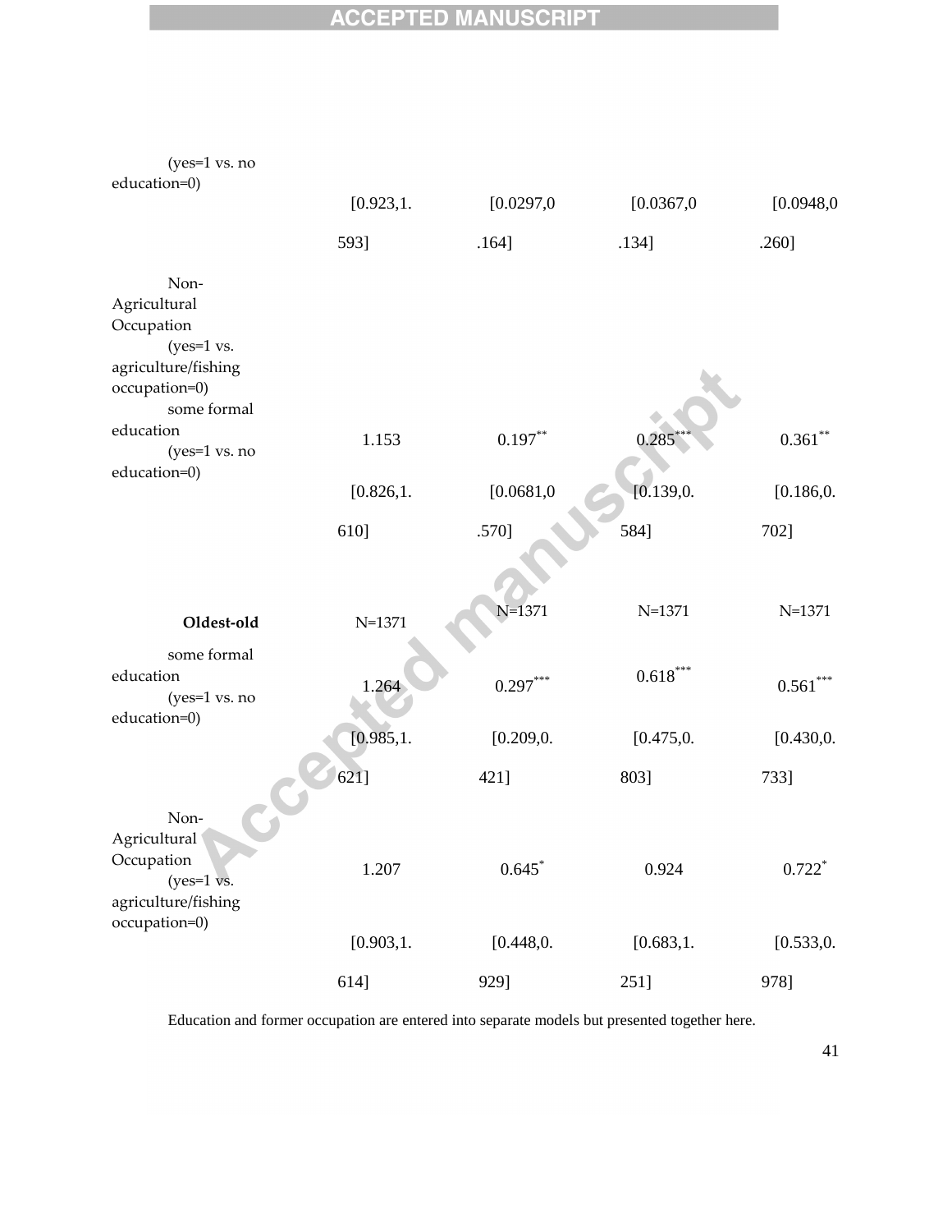|  |  |  |  |  |
|---|---|---|---|---|
| (yes=1 vs. no education=0) | [0.923,1.593] | [0.0297,0.164] | [0.0367,0.134] | [0.0948,0.260] |
| Non-Agricultural Occupation (yes=1 vs. agriculture/fishing occupation=0) |  |  |  |  |
| some formal education (yes=1 vs. no education=0) | 1.153 | 0.197** | 0.285*** | 0.361** |
|  | [0.826,1.610] | [0.0681,0.570] | [0.139,0.584] | [0.186,0.702] |
| **Oldest-old** | N=1371 | N=1371 | N=1371 | N=1371 |
| some formal education (yes=1 vs. no education=0) | 1.264 | 0.297*** | 0.618*** | 0.561*** |
|  | [0.985,1.621] | [0.209,0.421] | [0.475,0.803] | [0.430,0.733] |
| Non-Agricultural Occupation (yes=1 vs. agriculture/fishing occupation=0) | 1.207 | 0.645* | 0.924 | 0.722* |
|  | [0.903,1.614] | [0.448,0.929] | [0.683,1.251] | [0.533,0.978] |

Education and former occupation are entered into separate models but presented together here.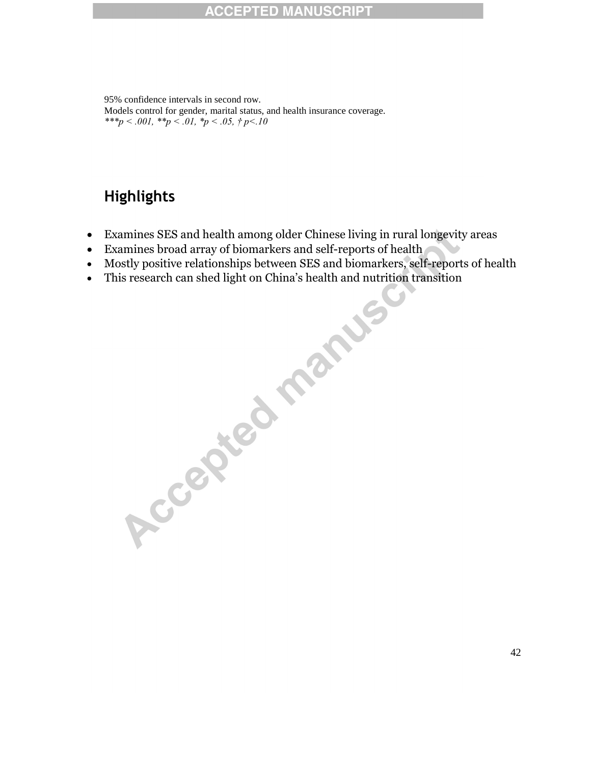95% confidence intervals in second row.
Models control for gender, marital status, and health insurance coverage.
*\*\*\*p < .001, \*\*p < .01, \*p < .05, † p<.10*

## Highlights

- Examines SES and health among older Chinese living in rural longevity areas
- Examines broad array of biomarkers and self-reports of health
- Mostly positive relationships between SES and biomarkers, self-reports of health
- This research can shed light on China's health and nutrition transition